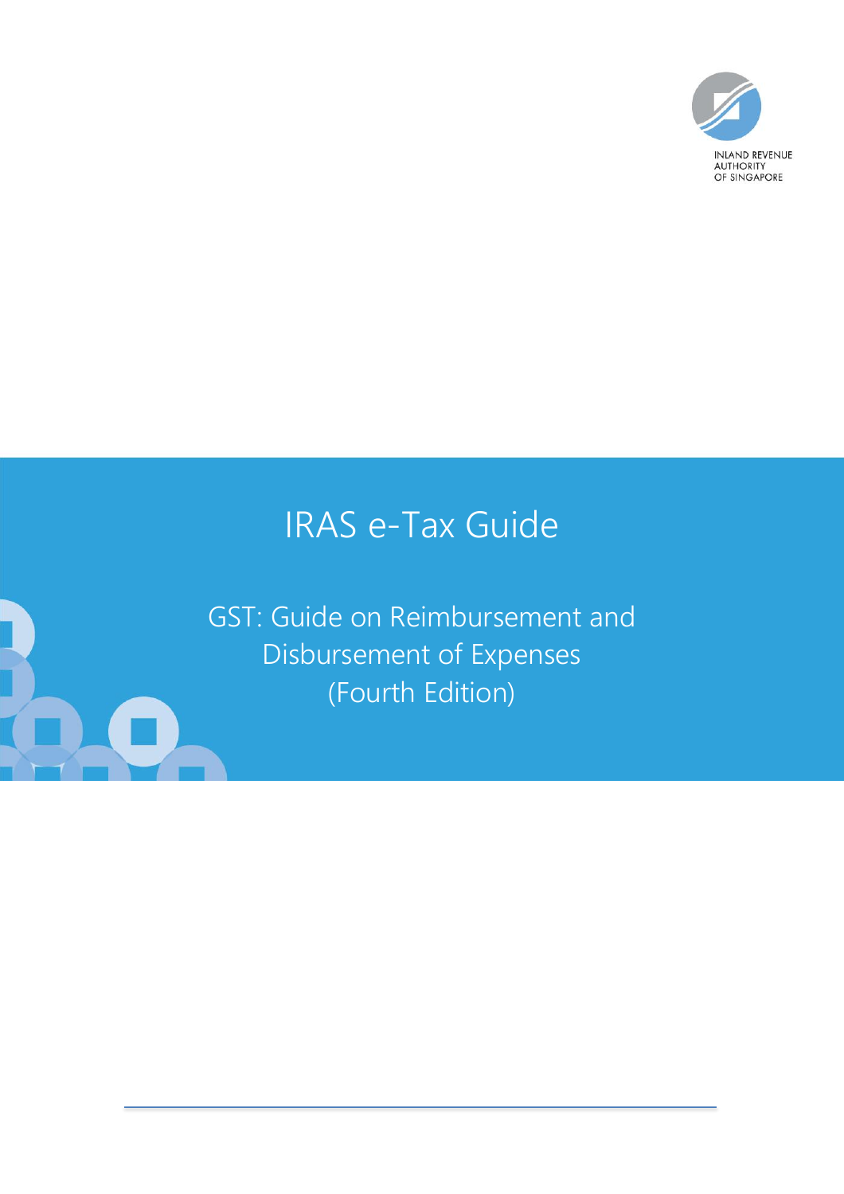INLAND REVENUE AUTHORITY OF SINGAPORE

# IRAS e-Tax Guide

## GST: Guide on Reimbursement and Disbursement of Expenses (Fourth Edition)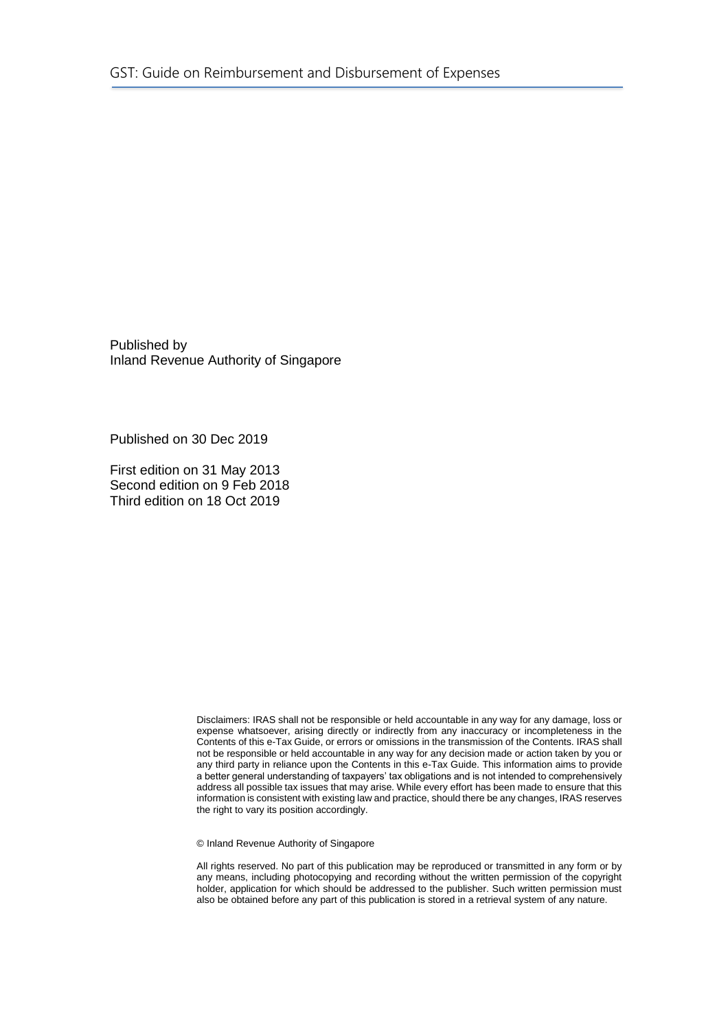Published by
Inland Revenue Authority of Singapore

Published on 30 Dec 2019

First edition on 31 May 2013
Second edition on 9 Feb 2018
Third edition on 18 Oct 2019

Disclaimers: IRAS shall not be responsible or held accountable in any way for any damage, loss or expense whatsoever, arising directly or indirectly from any inaccuracy or incompleteness in the Contents of this e-Tax Guide, or errors or omissions in the transmission of the Contents. IRAS shall not be responsible or held accountable in any way for any decision made or action taken by you or any third party in reliance upon the Contents in this e-Tax Guide. This information aims to provide a better general understanding of taxpayers' tax obligations and is not intended to comprehensively address all possible tax issues that may arise. While every effort has been made to ensure that this information is consistent with existing law and practice, should there be any changes, IRAS reserves the right to vary its position accordingly.

© Inland Revenue Authority of Singapore

All rights reserved. No part of this publication may be reproduced or transmitted in any form or by any means, including photocopying and recording without the written permission of the copyright holder, application for which should be addressed to the publisher. Such written permission must also be obtained before any part of this publication is stored in a retrieval system of any nature.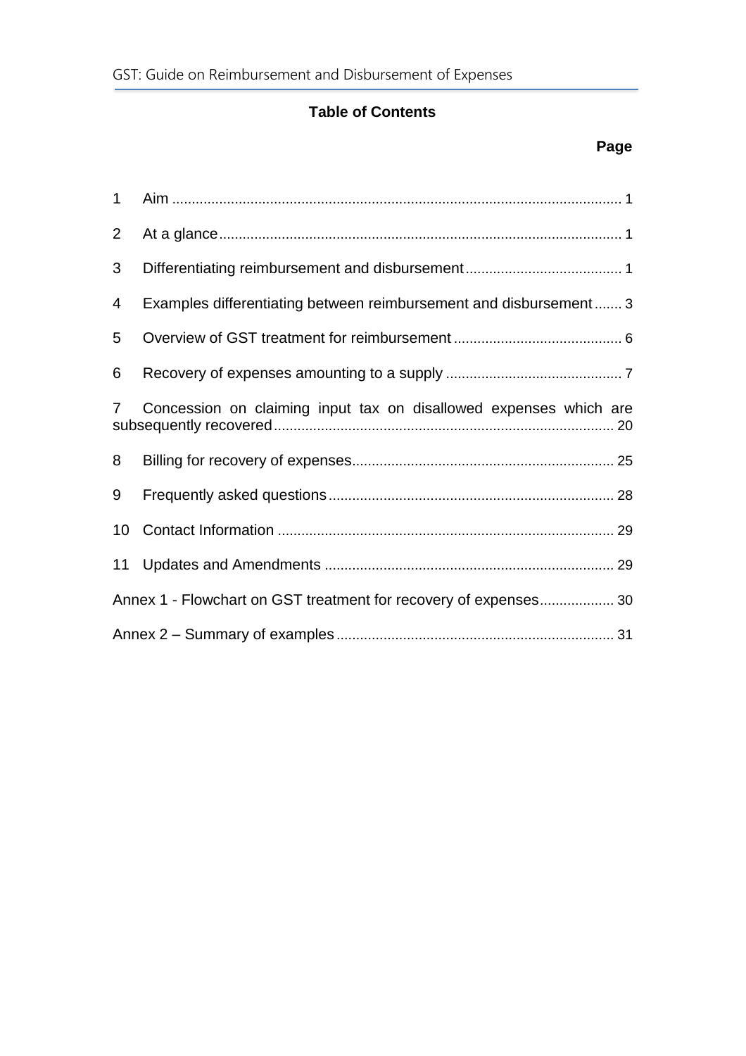**Table of Contents**

| | Page |
|---|---|
| 1 Aim | 1 |
| 2 At a glance | 1 |
| 3 Differentiating reimbursement and disbursement | 1 |
| 4 Examples differentiating between reimbursement and disbursement | 3 |
| 5 Overview of GST treatment for reimbursement | 6 |
| 6 Recovery of expenses amounting to a supply | 7 |
| 7 Concession on claiming input tax on disallowed expenses which are subsequently recovered | 20 |
| 8 Billing for recovery of expenses | 25 |
| 9 Frequently asked questions | 28 |
| 10 Contact Information | 29 |
| 11 Updates and Amendments | 29 |
| Annex 1 - Flowchart on GST treatment for recovery of expenses | 30 |
| Annex 2 – Summary of examples | 31 |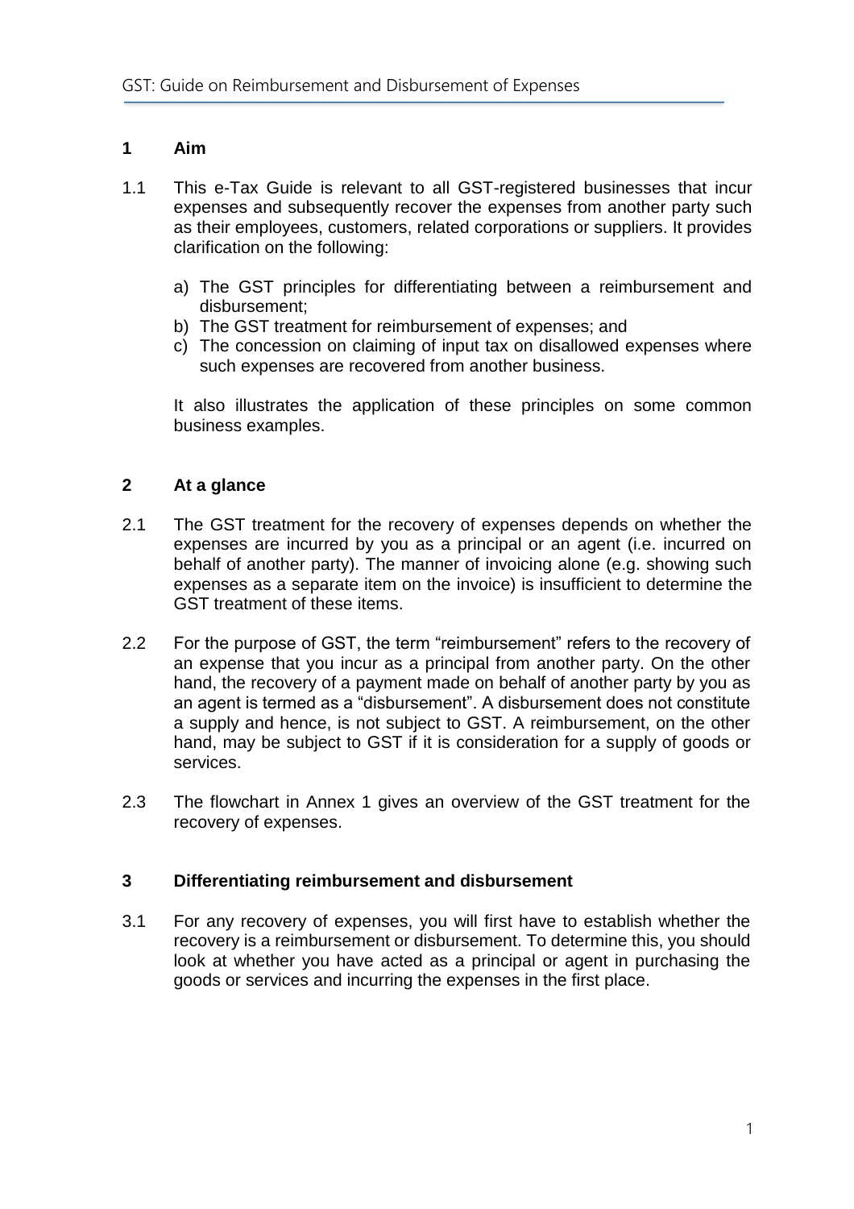## 1 Aim

1.1 This e-Tax Guide is relevant to all GST-registered businesses that incur expenses and subsequently recover the expenses from another party such as their employees, customers, related corporations or suppliers. It provides clarification on the following:

a) The GST principles for differentiating between a reimbursement and disbursement;
b) The GST treatment for reimbursement of expenses; and
c) The concession on claiming of input tax on disallowed expenses where such expenses are recovered from another business.

It also illustrates the application of these principles on some common business examples.

## 2 At a glance

2.1 The GST treatment for the recovery of expenses depends on whether the expenses are incurred by you as a principal or an agent (i.e. incurred on behalf of another party). The manner of invoicing alone (e.g. showing such expenses as a separate item on the invoice) is insufficient to determine the GST treatment of these items.

2.2 For the purpose of GST, the term "reimbursement" refers to the recovery of an expense that you incur as a principal from another party. On the other hand, the recovery of a payment made on behalf of another party by you as an agent is termed as a "disbursement". A disbursement does not constitute a supply and hence, is not subject to GST. A reimbursement, on the other hand, may be subject to GST if it is consideration for a supply of goods or services.

2.3 The flowchart in Annex 1 gives an overview of the GST treatment for the recovery of expenses.

## 3 Differentiating reimbursement and disbursement

3.1 For any recovery of expenses, you will first have to establish whether the recovery is a reimbursement or disbursement. To determine this, you should look at whether you have acted as a principal or agent in purchasing the goods or services and incurring the expenses in the first place.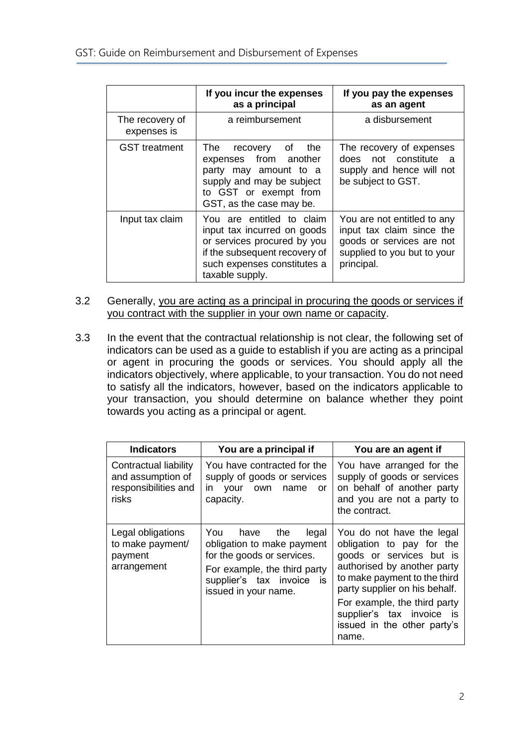| | If you incur the expenses as a principal | If you pay the expenses as an agent |
|---|---|---|
| The recovery of expenses is | a reimbursement | a disbursement |
| GST treatment | The recovery of the expenses from another party may amount to a supply and may be subject to GST or exempt from GST, as the case may be. | The recovery of expenses does not constitute a supply and hence will not be subject to GST. |
| Input tax claim | You are entitled to claim input tax incurred on goods or services procured by you if the subsequent recovery of such expenses constitutes a taxable supply. | You are not entitled to any input tax claim since the goods or services are not supplied to you but to your principal. |

3.2 Generally, you are acting as a principal in procuring the goods or services if you contract with the supplier in your own name or capacity.

3.3 In the event that the contractual relationship is not clear, the following set of indicators can be used as a guide to establish if you are acting as a principal or agent in procuring the goods or services. You should apply all the indicators objectively, where applicable, to your transaction. You do not need to satisfy all the indicators, however, based on the indicators applicable to your transaction, you should determine on balance whether they point towards you acting as a principal or agent.

| Indicators | You are a principal if | You are an agent if |
|---|---|---|
| Contractual liability and assumption of responsibilities and risks | You have contracted for the supply of goods or services in your own name or capacity. | You have arranged for the supply of goods or services on behalf of another party and you are not a party to the contract. |
| Legal obligations to make payment/ payment arrangement | You have the legal obligation to make payment for the goods or services.<br><br>For example, the third party supplier's tax invoice is issued in your name. | You do not have the legal obligation to pay for the goods or services but is authorised by another party to make payment to the third party supplier on his behalf.<br><br>For example, the third party supplier's tax invoice is issued in the other party's name. |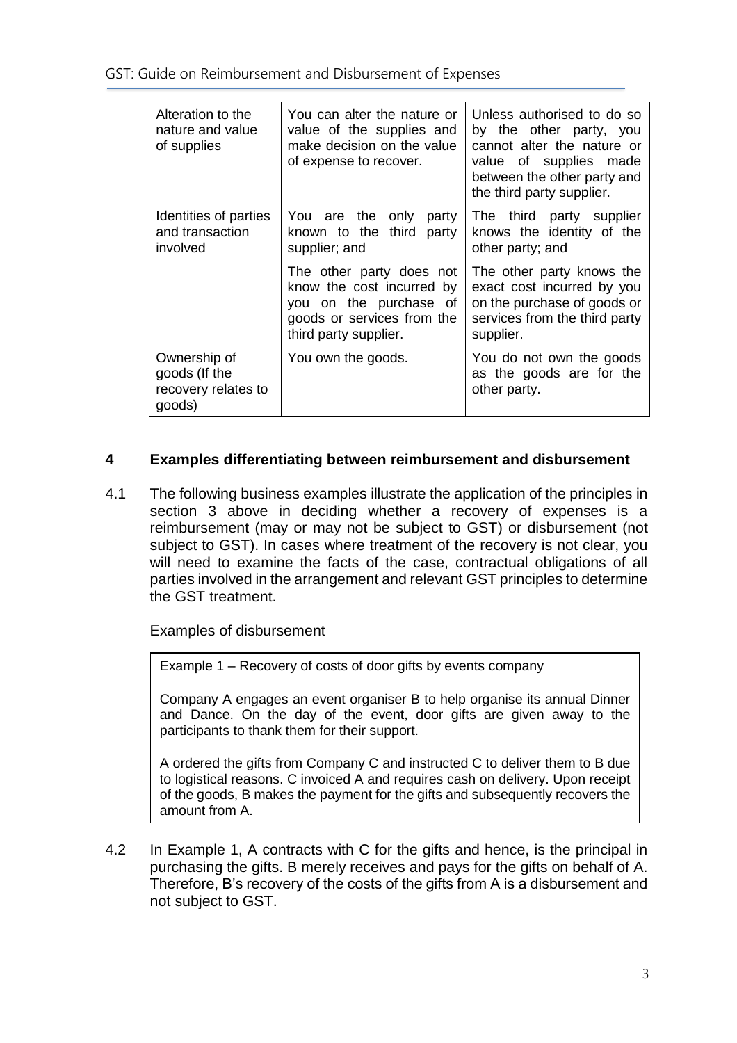| Alteration to the nature and value of supplies | You can alter the nature or value of the supplies and make decision on the value of expense to recover. | Unless authorised to do so by the other party, you cannot alter the nature or value of supplies made between the other party and the third party supplier. |
|---|---|---|
| Identities of parties and transaction involved | You are the only party known to the third party supplier; and | The third party supplier knows the identity of the other party; and |
| | The other party does not know the cost incurred by you on the purchase of goods or services from the third party supplier. | The other party knows the exact cost incurred by you on the purchase of goods or services from the third party supplier. |
| Ownership of goods (If the recovery relates to goods) | You own the goods. | You do not own the goods as the goods are for the other party. |

## 4 Examples differentiating between reimbursement and disbursement

4.1 The following business examples illustrate the application of the principles in section 3 above in deciding whether a recovery of expenses is a reimbursement (may or may not be subject to GST) or disbursement (not subject to GST). In cases where treatment of the recovery is not clear, you will need to examine the facts of the case, contractual obligations of all parties involved in the arrangement and relevant GST principles to determine the GST treatment.

Examples of disbursement

> Example 1 – Recovery of costs of door gifts by events company
>
> Company A engages an event organiser B to help organise its annual Dinner and Dance. On the day of the event, door gifts are given away to the participants to thank them for their support.
>
> A ordered the gifts from Company C and instructed C to deliver them to B due to logistical reasons. C invoiced A and requires cash on delivery. Upon receipt of the goods, B makes the payment for the gifts and subsequently recovers the amount from A.

4.2 In Example 1, A contracts with C for the gifts and hence, is the principal in purchasing the gifts. B merely receives and pays for the gifts on behalf of A. Therefore, B's recovery of the costs of the gifts from A is a disbursement and not subject to GST.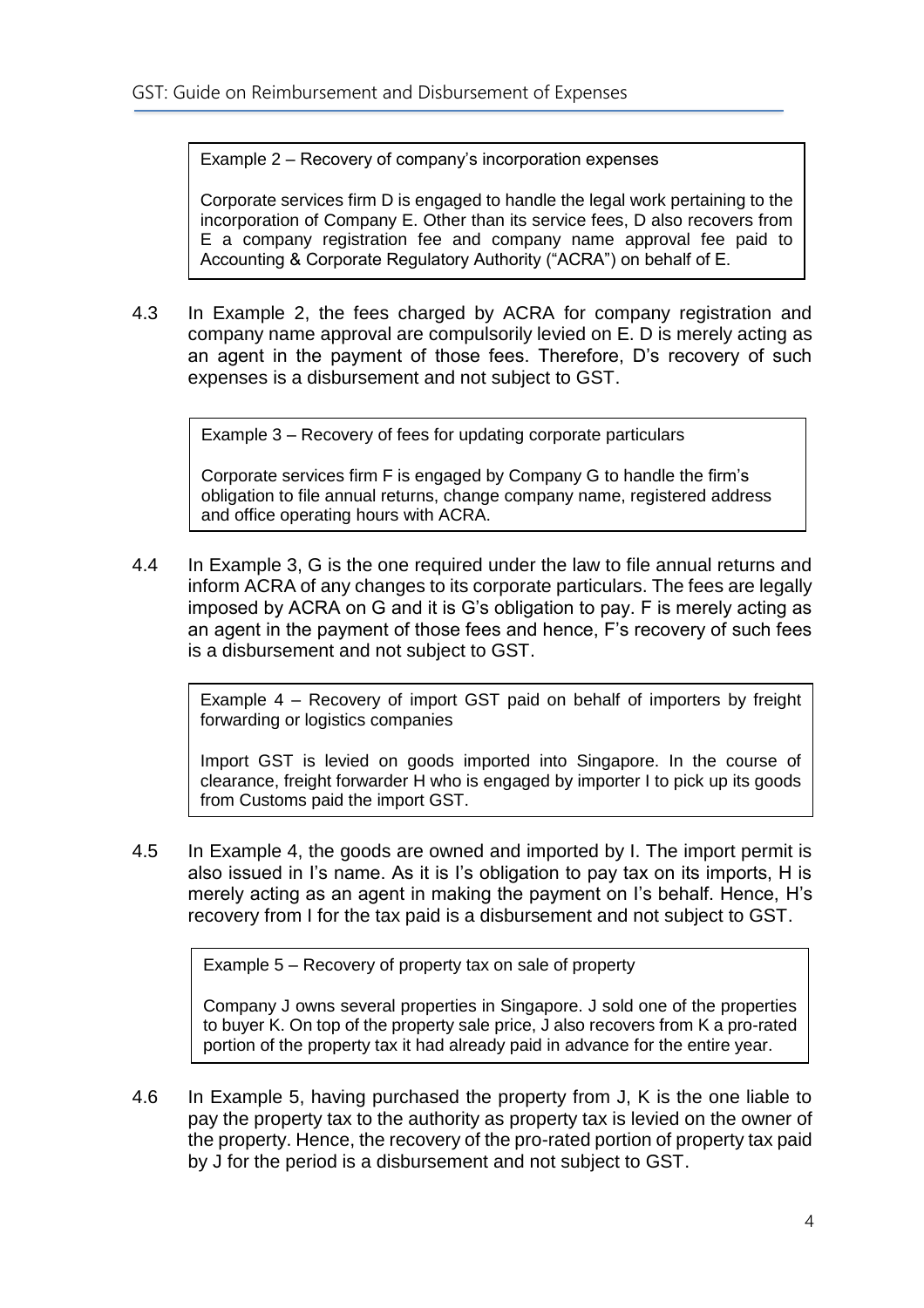> Example 2 – Recovery of company's incorporation expenses
>
> Corporate services firm D is engaged to handle the legal work pertaining to the incorporation of Company E. Other than its service fees, D also recovers from E a company registration fee and company name approval fee paid to Accounting & Corporate Regulatory Authority ("ACRA") on behalf of E.

4.3 In Example 2, the fees charged by ACRA for company registration and company name approval are compulsorily levied on E. D is merely acting as an agent in the payment of those fees. Therefore, D's recovery of such expenses is a disbursement and not subject to GST.

> Example 3 – Recovery of fees for updating corporate particulars
>
> Corporate services firm F is engaged by Company G to handle the firm's obligation to file annual returns, change company name, registered address and office operating hours with ACRA.

4.4 In Example 3, G is the one required under the law to file annual returns and inform ACRA of any changes to its corporate particulars. The fees are legally imposed by ACRA on G and it is G's obligation to pay. F is merely acting as an agent in the payment of those fees and hence, F's recovery of such fees is a disbursement and not subject to GST.

> Example 4 – Recovery of import GST paid on behalf of importers by freight forwarding or logistics companies
>
> Import GST is levied on goods imported into Singapore. In the course of clearance, freight forwarder H who is engaged by importer I to pick up its goods from Customs paid the import GST.

4.5 In Example 4, the goods are owned and imported by I. The import permit is also issued in I's name. As it is I's obligation to pay tax on its imports, H is merely acting as an agent in making the payment on I's behalf. Hence, H's recovery from I for the tax paid is a disbursement and not subject to GST.

> Example 5 – Recovery of property tax on sale of property
>
> Company J owns several properties in Singapore. J sold one of the properties to buyer K. On top of the property sale price, J also recovers from K a pro-rated portion of the property tax it had already paid in advance for the entire year.

4.6 In Example 5, having purchased the property from J, K is the one liable to pay the property tax to the authority as property tax is levied on the owner of the property. Hence, the recovery of the pro-rated portion of property tax paid by J for the period is a disbursement and not subject to GST.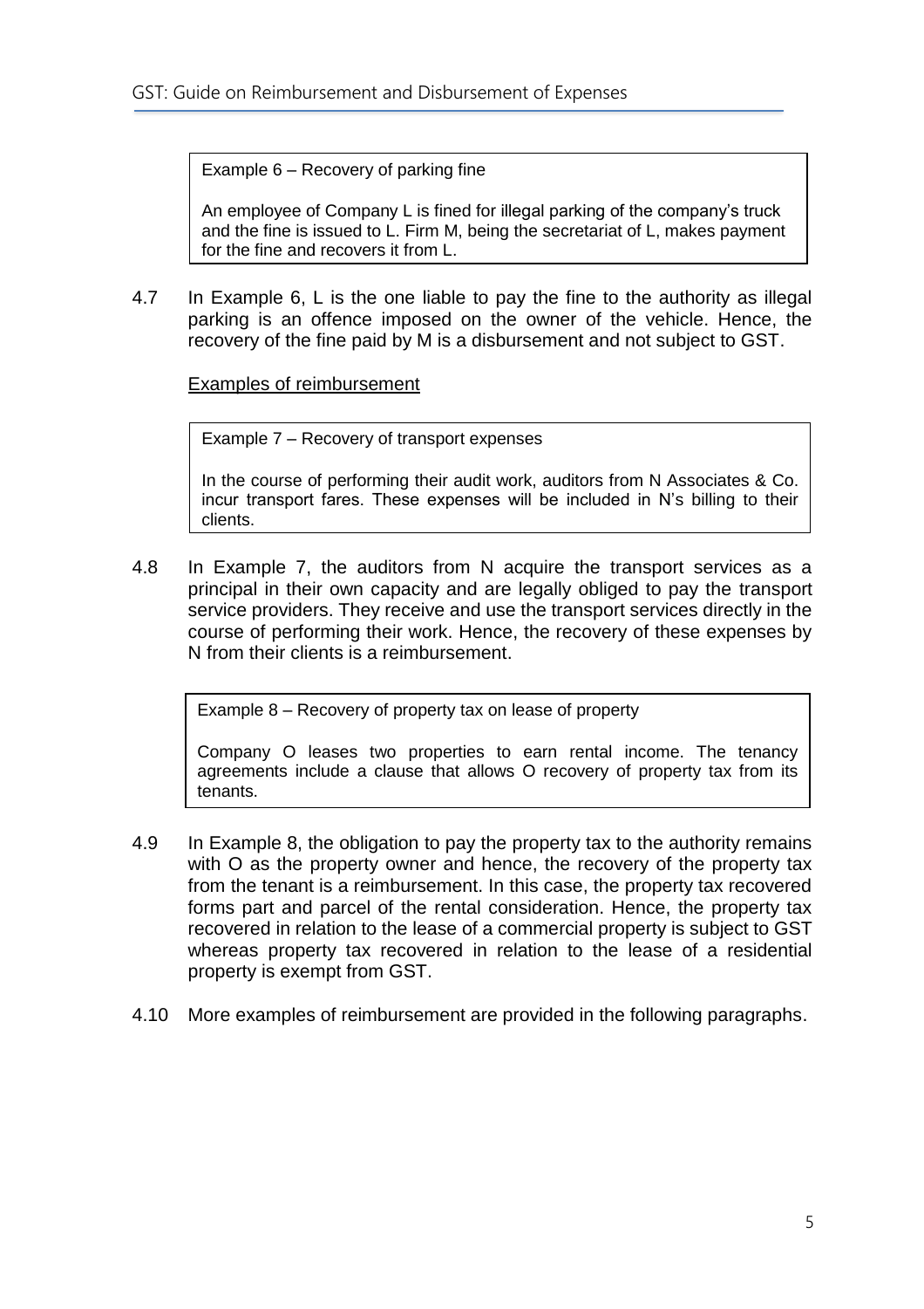> Example 6 – Recovery of parking fine
>
> An employee of Company L is fined for illegal parking of the company's truck and the fine is issued to L. Firm M, being the secretariat of L, makes payment for the fine and recovers it from L.

4.7 In Example 6, L is the one liable to pay the fine to the authority as illegal parking is an offence imposed on the owner of the vehicle. Hence, the recovery of the fine paid by M is a disbursement and not subject to GST.

<u>Examples of reimbursement</u>

> Example 7 – Recovery of transport expenses
>
> In the course of performing their audit work, auditors from N Associates & Co. incur transport fares. These expenses will be included in N's billing to their clients.

4.8 In Example 7, the auditors from N acquire the transport services as a principal in their own capacity and are legally obliged to pay the transport service providers. They receive and use the transport services directly in the course of performing their work. Hence, the recovery of these expenses by N from their clients is a reimbursement.

> Example 8 – Recovery of property tax on lease of property
>
> Company O leases two properties to earn rental income. The tenancy agreements include a clause that allows O recovery of property tax from its tenants.

4.9 In Example 8, the obligation to pay the property tax to the authority remains with O as the property owner and hence, the recovery of the property tax from the tenant is a reimbursement. In this case, the property tax recovered forms part and parcel of the rental consideration. Hence, the property tax recovered in relation to the lease of a commercial property is subject to GST whereas property tax recovered in relation to the lease of a residential property is exempt from GST.

4.10 More examples of reimbursement are provided in the following paragraphs.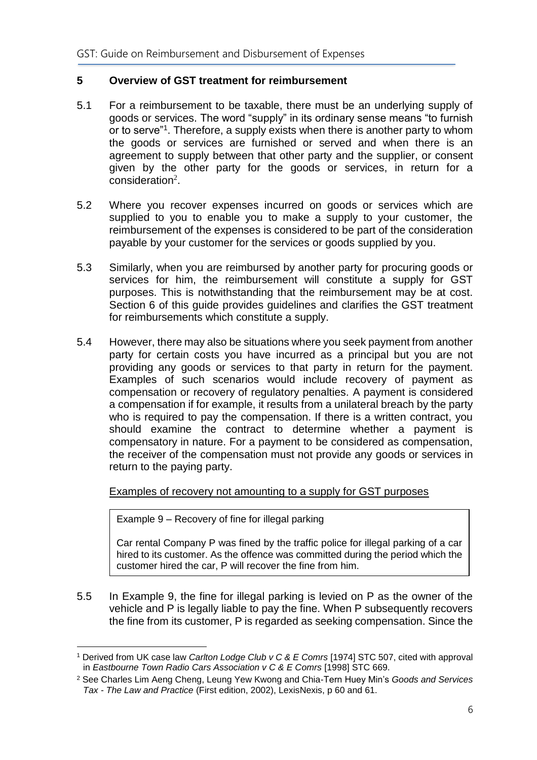## 5 Overview of GST treatment for reimbursement

5.1 For a reimbursement to be taxable, there must be an underlying supply of goods or services. The word "supply" in its ordinary sense means "to furnish or to serve"[1]. Therefore, a supply exists when there is another party to whom the goods or services are furnished or served and when there is an agreement to supply between that other party and the supplier, or consent given by the other party for the goods or services, in return for a consideration[2].

5.2 Where you recover expenses incurred on goods or services which are supplied to you to enable you to make a supply to your customer, the reimbursement of the expenses is considered to be part of the consideration payable by your customer for the services or goods supplied by you.

5.3 Similarly, when you are reimbursed by another party for procuring goods or services for him, the reimbursement will constitute a supply for GST purposes. This is notwithstanding that the reimbursement may be at cost. Section 6 of this guide provides guidelines and clarifies the GST treatment for reimbursements which constitute a supply.

5.4 However, there may also be situations where you seek payment from another party for certain costs you have incurred as a principal but you are not providing any goods or services to that party in return for the payment. Examples of such scenarios would include recovery of payment as compensation or recovery of regulatory penalties. A payment is considered a compensation if for example, it results from a unilateral breach by the party who is required to pay the compensation. If there is a written contract, you should examine the contract to determine whether a payment is compensatory in nature. For a payment to be considered as compensation, the receiver of the compensation must not provide any goods or services in return to the paying party.

Examples of recovery not amounting to a supply for GST purposes

> Example 9 – Recovery of fine for illegal parking
>
> Car rental Company P was fined by the traffic police for illegal parking of a car hired to its customer. As the offence was committed during the period which the customer hired the car, P will recover the fine from him.

5.5 In Example 9, the fine for illegal parking is levied on P as the owner of the vehicle and P is legally liable to pay the fine. When P subsequently recovers the fine from its customer, P is regarded as seeking compensation. Since the

---

[1] Derived from UK case law *Carlton Lodge Club v C & E Comrs* [1974] STC 507, cited with approval in *Eastbourne Town Radio Cars Association v C & E Comrs* [1998] STC 669.

[2] See Charles Lim Aeng Cheng, Leung Yew Kwong and Chia-Tern Huey Min's *Goods and Services Tax - The Law and Practice* (First edition, 2002), LexisNexis, p 60 and 61.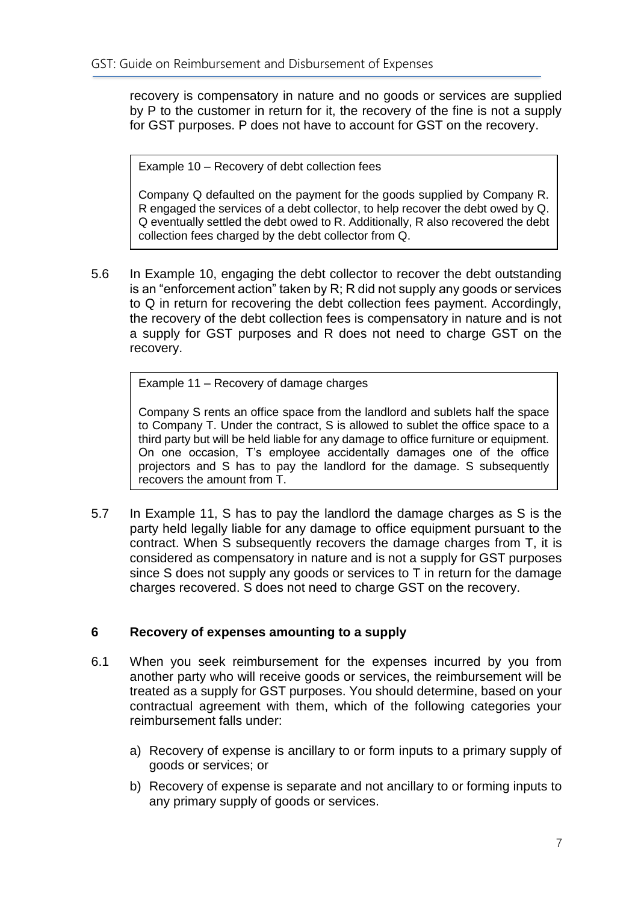recovery is compensatory in nature and no goods or services are supplied by P to the customer in return for it, the recovery of the fine is not a supply for GST purposes. P does not have to account for GST on the recovery.

> Example 10 – Recovery of debt collection fees
>
> Company Q defaulted on the payment for the goods supplied by Company R. R engaged the services of a debt collector, to help recover the debt owed by Q. Q eventually settled the debt owed to R. Additionally, R also recovered the debt collection fees charged by the debt collector from Q.

5.6 In Example 10, engaging the debt collector to recover the debt outstanding is an "enforcement action" taken by R; R did not supply any goods or services to Q in return for recovering the debt collection fees payment. Accordingly, the recovery of the debt collection fees is compensatory in nature and is not a supply for GST purposes and R does not need to charge GST on the recovery.

> Example 11 – Recovery of damage charges
>
> Company S rents an office space from the landlord and sublets half the space to Company T. Under the contract, S is allowed to sublet the office space to a third party but will be held liable for any damage to office furniture or equipment. On one occasion, T's employee accidentally damages one of the office projectors and S has to pay the landlord for the damage. S subsequently recovers the amount from T.

5.7 In Example 11, S has to pay the landlord the damage charges as S is the party held legally liable for any damage to office equipment pursuant to the contract. When S subsequently recovers the damage charges from T, it is considered as compensatory in nature and is not a supply for GST purposes since S does not supply any goods or services to T in return for the damage charges recovered. S does not need to charge GST on the recovery.

## 6 Recovery of expenses amounting to a supply

6.1 When you seek reimbursement for the expenses incurred by you from another party who will receive goods or services, the reimbursement will be treated as a supply for GST purposes. You should determine, based on your contractual agreement with them, which of the following categories your reimbursement falls under:

a) Recovery of expense is ancillary to or form inputs to a primary supply of goods or services; or

b) Recovery of expense is separate and not ancillary to or forming inputs to any primary supply of goods or services.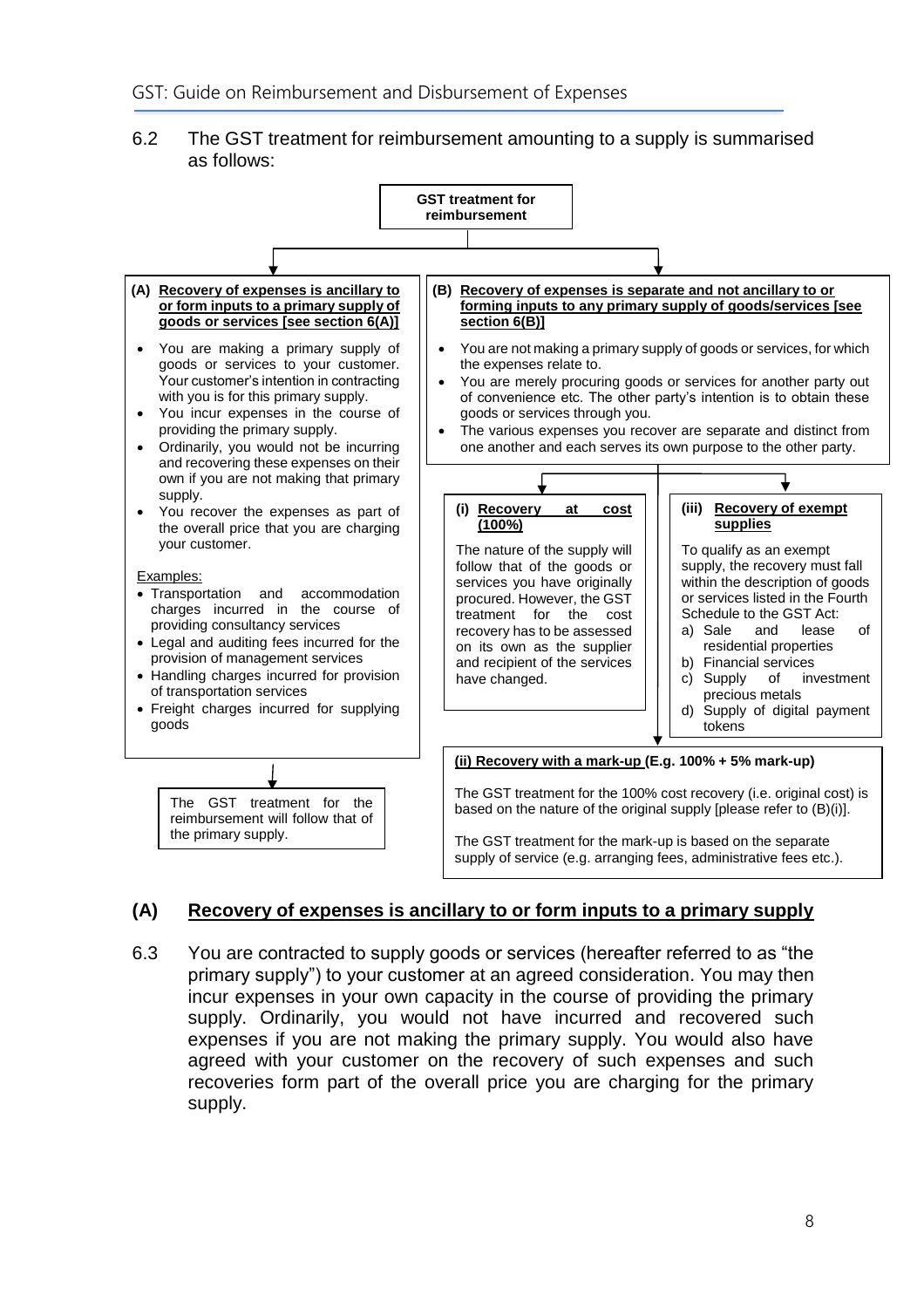6.2 The GST treatment for reimbursement amounting to a supply is summarised as follows:

**GST treatment for reimbursement**

**(A) Recovery of expenses is ancillary to or form inputs to a primary supply of goods or services [see section 6(A)]**

- You are making a primary supply of goods or services to your customer. Your customer's intention in contracting with you is for this primary supply.
- You incur expenses in the course of providing the primary supply.
- Ordinarily, you would not be incurring and recovering these expenses on their own if you are not making that primary supply.
- You recover the expenses as part of the overall price that you are charging your customer.

Examples:

- Transportation and accommodation charges incurred in the course of providing consultancy services
- Legal and auditing fees incurred for the provision of management services
- Handling charges incurred for provision of transportation services
- Freight charges incurred for supplying goods

The GST treatment for the reimbursement will follow that of the primary supply.

**(B) Recovery of expenses is separate and not ancillary to or forming inputs to any primary supply of goods/services [see section 6(B)]**

- You are not making a primary supply of goods or services, for which the expenses relate to.
- You are merely procuring goods or services for another party out of convenience etc. The other party's intention is to obtain these goods or services through you.
- The various expenses you recover are separate and distinct from one another and each serves its own purpose to the other party.

**(i) Recovery at cost (100%)**

The nature of the supply will follow that of the goods or services you have originally procured. However, the GST treatment for the cost recovery has to be assessed on its own as the supplier and recipient of the services have changed.

**(ii) Recovery with a mark-up (E.g. 100% + 5% mark-up)**

The GST treatment for the 100% cost recovery (i.e. original cost) is based on the nature of the original supply [please refer to (B)(i)].

The GST treatment for the mark-up is based on the separate supply of service (e.g. arranging fees, administrative fees etc.).

**(iii) Recovery of exempt supplies**

To qualify as an exempt supply, the recovery must fall within the description of goods or services listed in the Fourth Schedule to the GST Act:

a) Sale and lease of residential properties
b) Financial services
c) Supply of investment precious metals
d) Supply of digital payment tokens

## (A) Recovery of expenses is ancillary to or form inputs to a primary supply

6.3 You are contracted to supply goods or services (hereafter referred to as "the primary supply") to your customer at an agreed consideration. You may then incur expenses in your own capacity in the course of providing the primary supply. Ordinarily, you would not have incurred and recovered such expenses if you are not making the primary supply. You would also have agreed with your customer on the recovery of such expenses and such recoveries form part of the overall price you are charging for the primary supply.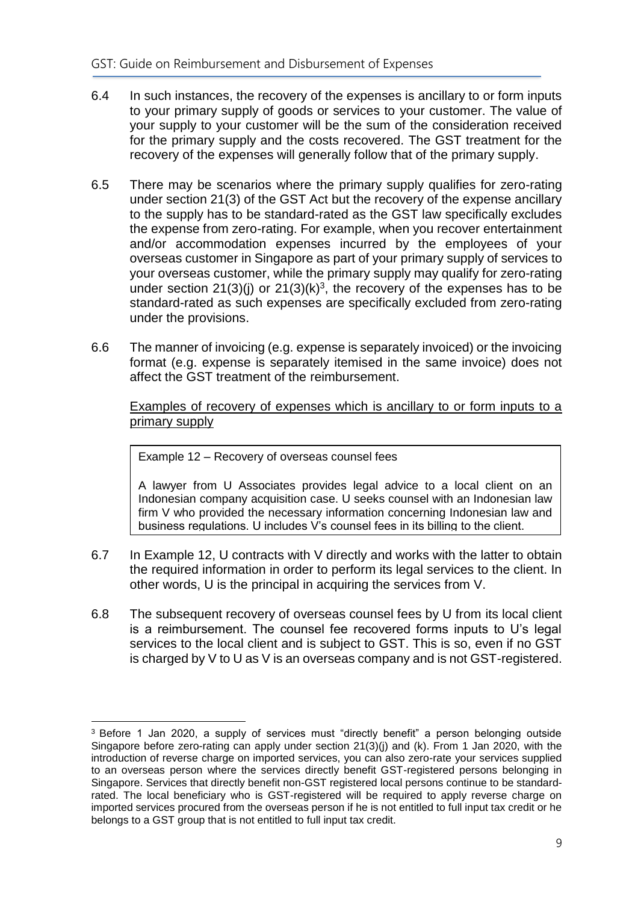6.4 In such instances, the recovery of the expenses is ancillary to or form inputs to your primary supply of goods or services to your customer. The value of your supply to your customer will be the sum of the consideration received for the primary supply and the costs recovered. The GST treatment for the recovery of the expenses will generally follow that of the primary supply.

6.5 There may be scenarios where the primary supply qualifies for zero-rating under section 21(3) of the GST Act but the recovery of the expense ancillary to the supply has to be standard-rated as the GST law specifically excludes the expense from zero-rating. For example, when you recover entertainment and/or accommodation expenses incurred by the employees of your overseas customer in Singapore as part of your primary supply of services to your overseas customer, while the primary supply may qualify for zero-rating under section 21(3)(j) or 21(3)(k)[3], the recovery of the expenses has to be standard-rated as such expenses are specifically excluded from zero-rating under the provisions.

6.6 The manner of invoicing (e.g. expense is separately invoiced) or the invoicing format (e.g. expense is separately itemised in the same invoice) does not affect the GST treatment of the reimbursement.

<u>Examples of recovery of expenses which is ancillary to or form inputs to a primary supply</u>

> Example 12 – Recovery of overseas counsel fees
>
> A lawyer from U Associates provides legal advice to a local client on an Indonesian company acquisition case. U seeks counsel with an Indonesian law firm V who provided the necessary information concerning Indonesian law and business regulations. U includes V's counsel fees in its billing to the client.

6.7 In Example 12, U contracts with V directly and works with the latter to obtain the required information in order to perform its legal services to the client. In other words, U is the principal in acquiring the services from V.

6.8 The subsequent recovery of overseas counsel fees by U from its local client is a reimbursement. The counsel fee recovered forms inputs to U's legal services to the local client and is subject to GST. This is so, even if no GST is charged by V to U as V is an overseas company and is not GST-registered.

---

[3] Before 1 Jan 2020, a supply of services must "directly benefit" a person belonging outside Singapore before zero-rating can apply under section 21(3)(j) and (k). From 1 Jan 2020, with the introduction of reverse charge on imported services, you can also zero-rate your services supplied to an overseas person where the services directly benefit GST-registered persons belonging in Singapore. Services that directly benefit non-GST registered local persons continue to be standard-rated. The local beneficiary who is GST-registered will be required to apply reverse charge on imported services procured from the overseas person if he is not entitled to full input tax credit or he belongs to a GST group that is not entitled to full input tax credit.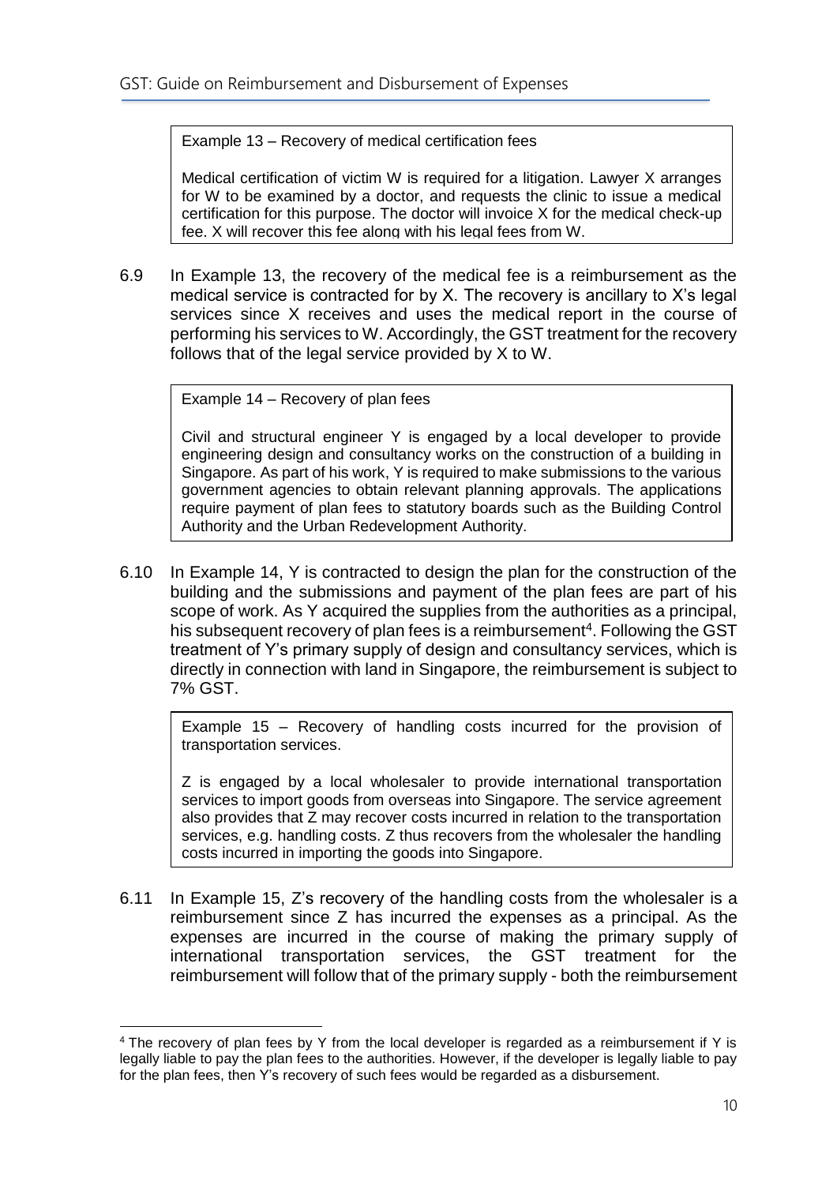> Example 13 – Recovery of medical certification fees
>
> Medical certification of victim W is required for a litigation. Lawyer X arranges for W to be examined by a doctor, and requests the clinic to issue a medical certification for this purpose. The doctor will invoice X for the medical check-up fee. X will recover this fee along with his legal fees from W.

6.9 In Example 13, the recovery of the medical fee is a reimbursement as the medical service is contracted for by X. The recovery is ancillary to X's legal services since X receives and uses the medical report in the course of performing his services to W. Accordingly, the GST treatment for the recovery follows that of the legal service provided by X to W.

> Example 14 – Recovery of plan fees
>
> Civil and structural engineer Y is engaged by a local developer to provide engineering design and consultancy works on the construction of a building in Singapore. As part of his work, Y is required to make submissions to the various government agencies to obtain relevant planning approvals. The applications require payment of plan fees to statutory boards such as the Building Control Authority and the Urban Redevelopment Authority.

6.10 In Example 14, Y is contracted to design the plan for the construction of the building and the submissions and payment of the plan fees are part of his scope of work. As Y acquired the supplies from the authorities as a principal, his subsequent recovery of plan fees is a reimbursement[4]. Following the GST treatment of Y's primary supply of design and consultancy services, which is directly in connection with land in Singapore, the reimbursement is subject to 7% GST.

> Example 15 – Recovery of handling costs incurred for the provision of transportation services.
>
> Z is engaged by a local wholesaler to provide international transportation services to import goods from overseas into Singapore. The service agreement also provides that Z may recover costs incurred in relation to the transportation services, e.g. handling costs. Z thus recovers from the wholesaler the handling costs incurred in importing the goods into Singapore.

6.11 In Example 15, Z's recovery of the handling costs from the wholesaler is a reimbursement since Z has incurred the expenses as a principal. As the expenses are incurred in the course of making the primary supply of international transportation services, the GST treatment for the reimbursement will follow that of the primary supply - both the reimbursement

---

[4] The recovery of plan fees by Y from the local developer is regarded as a reimbursement if Y is legally liable to pay the plan fees to the authorities. However, if the developer is legally liable to pay for the plan fees, then Y's recovery of such fees would be regarded as a disbursement.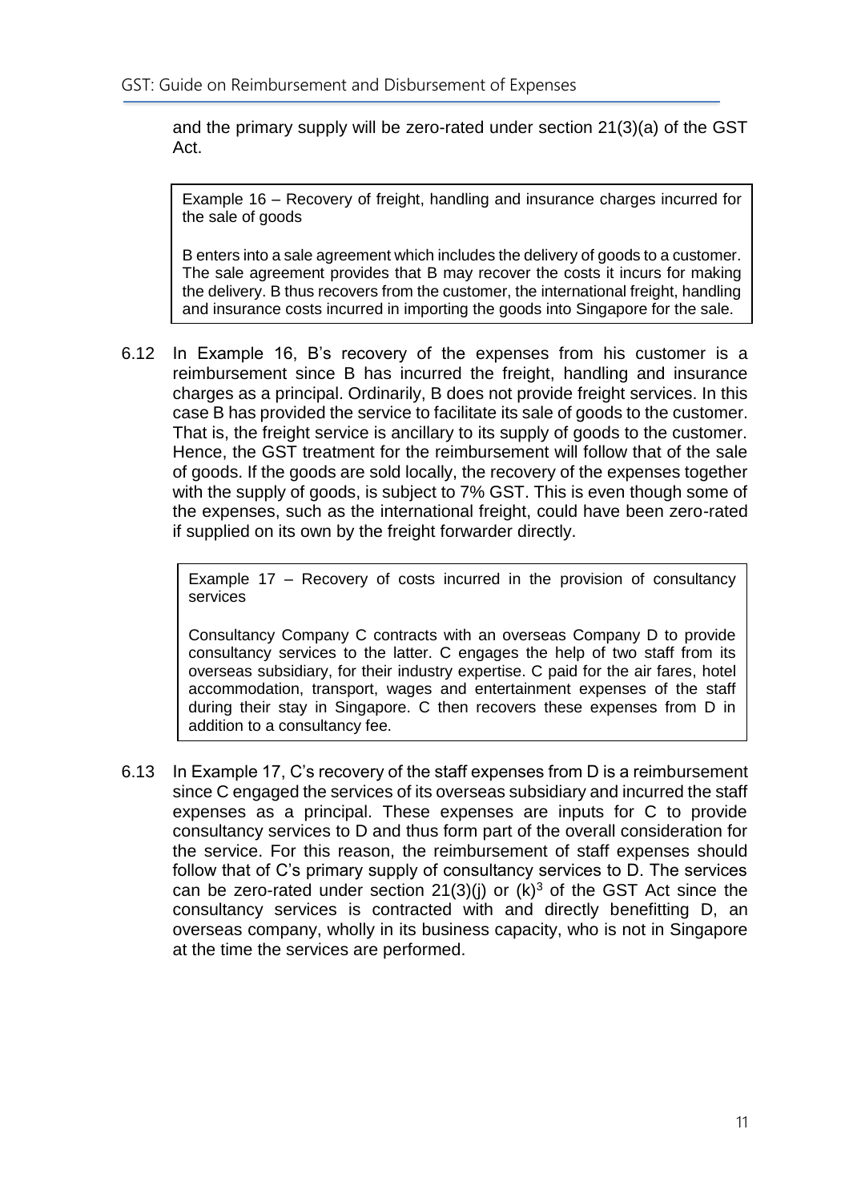and the primary supply will be zero-rated under section 21(3)(a) of the GST Act.

> Example 16 – Recovery of freight, handling and insurance charges incurred for the sale of goods
>
> B enters into a sale agreement which includes the delivery of goods to a customer. The sale agreement provides that B may recover the costs it incurs for making the delivery. B thus recovers from the customer, the international freight, handling and insurance costs incurred in importing the goods into Singapore for the sale.

6.12 In Example 16, B's recovery of the expenses from his customer is a reimbursement since B has incurred the freight, handling and insurance charges as a principal. Ordinarily, B does not provide freight services. In this case B has provided the service to facilitate its sale of goods to the customer. That is, the freight service is ancillary to its supply of goods to the customer. Hence, the GST treatment for the reimbursement will follow that of the sale of goods. If the goods are sold locally, the recovery of the expenses together with the supply of goods, is subject to 7% GST. This is even though some of the expenses, such as the international freight, could have been zero-rated if supplied on its own by the freight forwarder directly.

> Example 17 – Recovery of costs incurred in the provision of consultancy services
>
> Consultancy Company C contracts with an overseas Company D to provide consultancy services to the latter. C engages the help of two staff from its overseas subsidiary, for their industry expertise. C paid for the air fares, hotel accommodation, transport, wages and entertainment expenses of the staff during their stay in Singapore. C then recovers these expenses from D in addition to a consultancy fee.

6.13 In Example 17, C's recovery of the staff expenses from D is a reimbursement since C engaged the services of its overseas subsidiary and incurred the staff expenses as a principal. These expenses are inputs for C to provide consultancy services to D and thus form part of the overall consideration for the service. For this reason, the reimbursement of staff expenses should follow that of C's primary supply of consultancy services to D. The services can be zero-rated under section 21(3)(j) or (k)[3] of the GST Act since the consultancy services is contracted with and directly benefitting D, an overseas company, wholly in its business capacity, who is not in Singapore at the time the services are performed.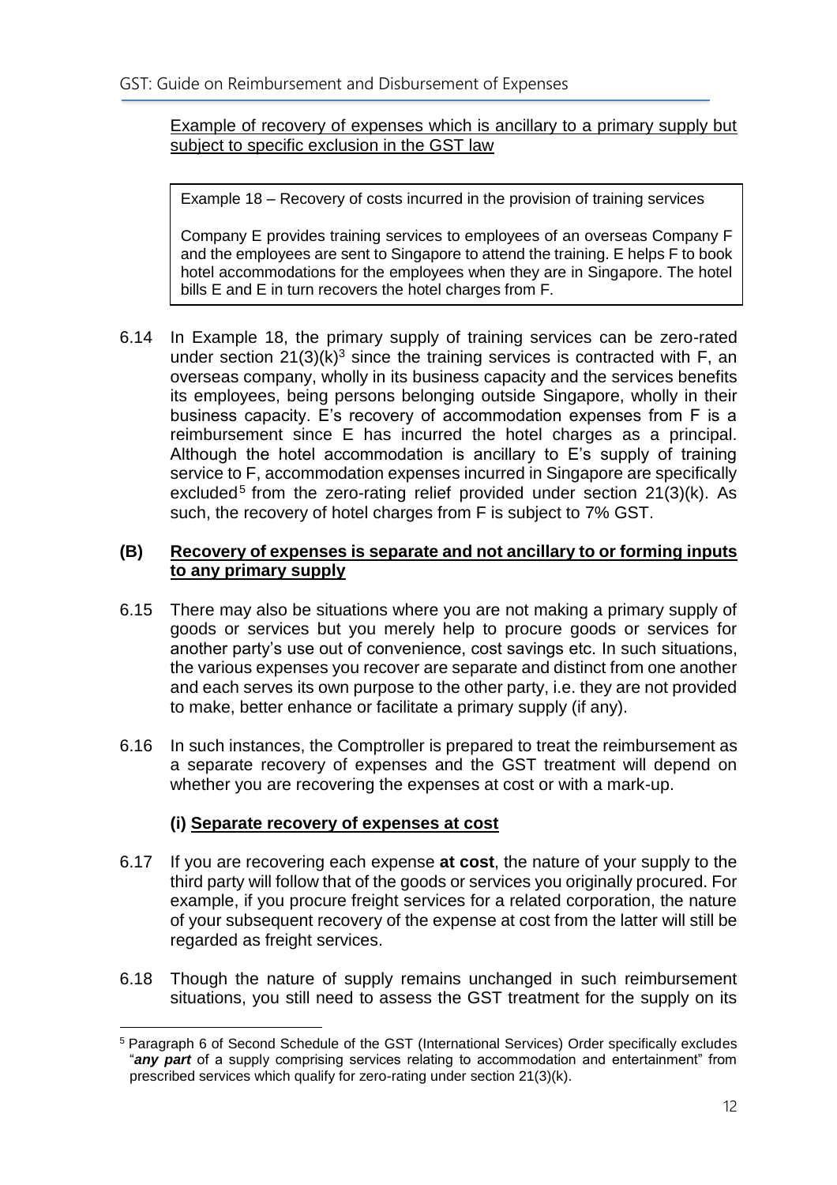Example of recovery of expenses which is ancillary to a primary supply but subject to specific exclusion in the GST law

> Example 18 – Recovery of costs incurred in the provision of training services
>
> Company E provides training services to employees of an overseas Company F and the employees are sent to Singapore to attend the training. E helps F to book hotel accommodations for the employees when they are in Singapore. The hotel bills E and E in turn recovers the hotel charges from F.

6.14 In Example 18, the primary supply of training services can be zero-rated under section 21(3)(k)[3] since the training services is contracted with F, an overseas company, wholly in its business capacity and the services benefits its employees, being persons belonging outside Singapore, wholly in their business capacity. E's recovery of accommodation expenses from F is a reimbursement since E has incurred the hotel charges as a principal. Although the hotel accommodation is ancillary to E's supply of training service to F, accommodation expenses incurred in Singapore are specifically excluded[5] from the zero-rating relief provided under section 21(3)(k). As such, the recovery of hotel charges from F is subject to 7% GST.

### (B) Recovery of expenses is separate and not ancillary to or forming inputs to any primary supply

6.15 There may also be situations where you are not making a primary supply of goods or services but you merely help to procure goods or services for another party's use out of convenience, cost savings etc. In such situations, the various expenses you recover are separate and distinct from one another and each serves its own purpose to the other party, i.e. they are not provided to make, better enhance or facilitate a primary supply (if any).

6.16 In such instances, the Comptroller is prepared to treat the reimbursement as a separate recovery of expenses and the GST treatment will depend on whether you are recovering the expenses at cost or with a mark-up.

#### (i) Separate recovery of expenses at cost

6.17 If you are recovering each expense **at cost**, the nature of your supply to the third party will follow that of the goods or services you originally procured. For example, if you procure freight services for a related corporation, the nature of your subsequent recovery of the expense at cost from the latter will still be regarded as freight services.

6.18 Though the nature of supply remains unchanged in such reimbursement situations, you still need to assess the GST treatment for the supply on its

[5] Paragraph 6 of Second Schedule of the GST (International Services) Order specifically excludes "***any part*** of a supply comprising services relating to accommodation and entertainment" from prescribed services which qualify for zero-rating under section 21(3)(k).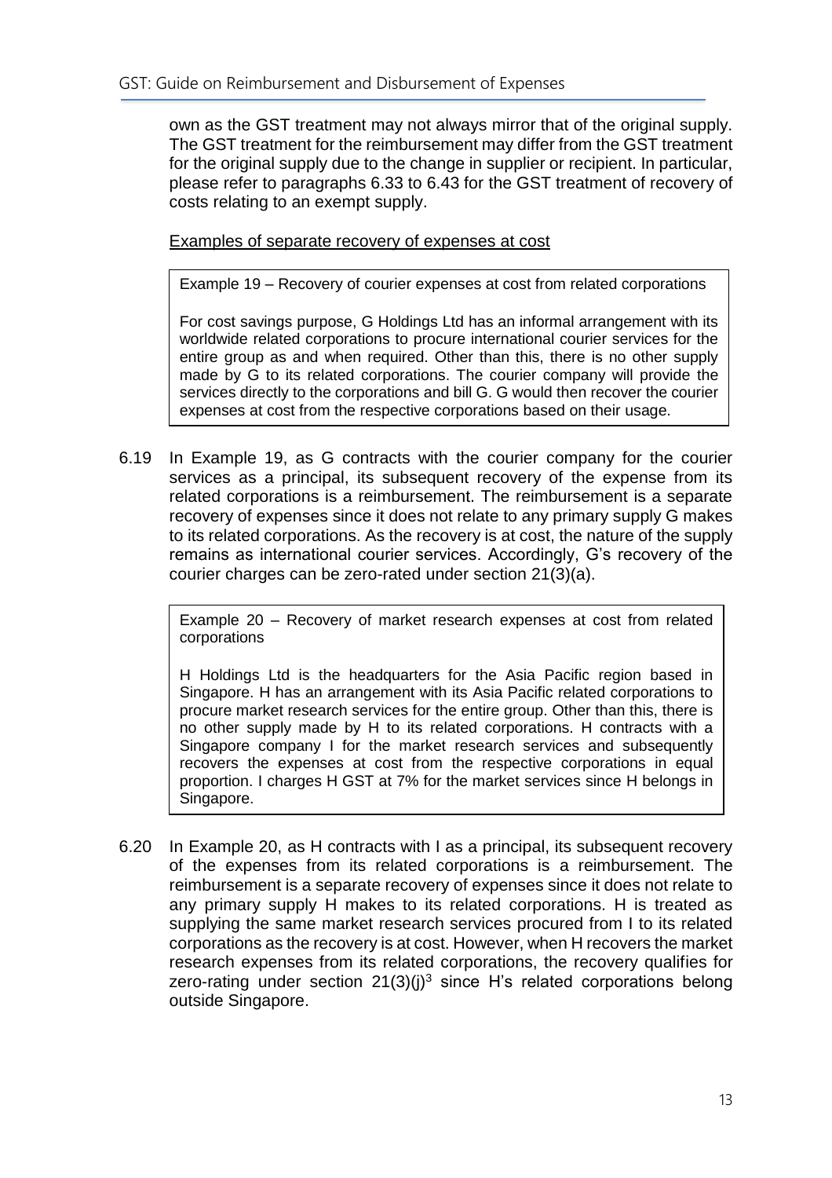own as the GST treatment may not always mirror that of the original supply. The GST treatment for the reimbursement may differ from the GST treatment for the original supply due to the change in supplier or recipient. In particular, please refer to paragraphs 6.33 to 6.43 for the GST treatment of recovery of costs relating to an exempt supply.

Examples of separate recovery of expenses at cost

> Example 19 – Recovery of courier expenses at cost from related corporations
>
> For cost savings purpose, G Holdings Ltd has an informal arrangement with its worldwide related corporations to procure international courier services for the entire group as and when required. Other than this, there is no other supply made by G to its related corporations. The courier company will provide the services directly to the corporations and bill G. G would then recover the courier expenses at cost from the respective corporations based on their usage.

6.19 In Example 19, as G contracts with the courier company for the courier services as a principal, its subsequent recovery of the expense from its related corporations is a reimbursement. The reimbursement is a separate recovery of expenses since it does not relate to any primary supply G makes to its related corporations. As the recovery is at cost, the nature of the supply remains as international courier services. Accordingly, G's recovery of the courier charges can be zero-rated under section 21(3)(a).

> Example 20 – Recovery of market research expenses at cost from related corporations
>
> H Holdings Ltd is the headquarters for the Asia Pacific region based in Singapore. H has an arrangement with its Asia Pacific related corporations to procure market research services for the entire group. Other than this, there is no other supply made by H to its related corporations. H contracts with a Singapore company I for the market research services and subsequently recovers the expenses at cost from the respective corporations in equal proportion. I charges H GST at 7% for the market services since H belongs in Singapore.

6.20 In Example 20, as H contracts with I as a principal, its subsequent recovery of the expenses from its related corporations is a reimbursement. The reimbursement is a separate recovery of expenses since it does not relate to any primary supply H makes to its related corporations. H is treated as supplying the same market research services procured from I to its related corporations as the recovery is at cost. However, when H recovers the market research expenses from its related corporations, the recovery qualifies for zero-rating under section 21(3)(j)[3] since H's related corporations belong outside Singapore.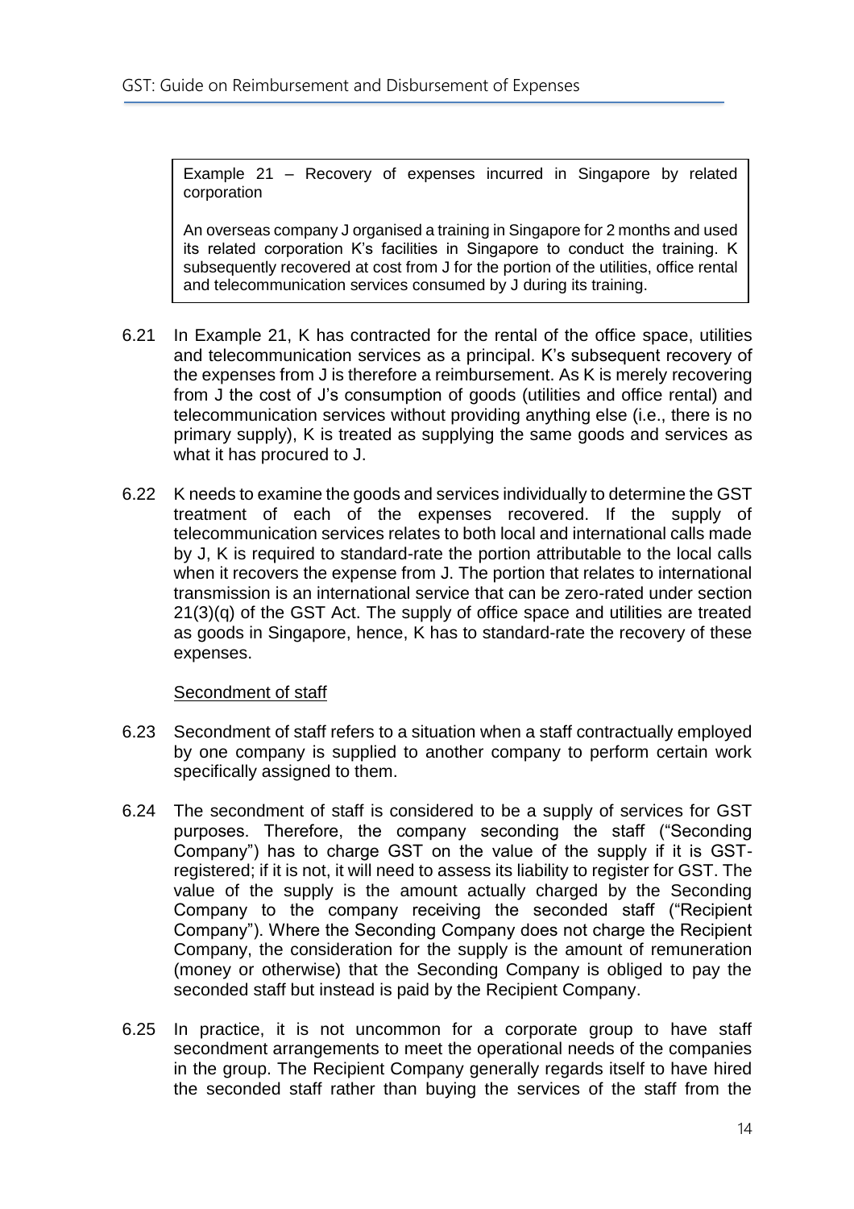> Example 21 – Recovery of expenses incurred in Singapore by related corporation
>
> An overseas company J organised a training in Singapore for 2 months and used its related corporation K's facilities in Singapore to conduct the training. K subsequently recovered at cost from J for the portion of the utilities, office rental and telecommunication services consumed by J during its training.

6.21 In Example 21, K has contracted for the rental of the office space, utilities and telecommunication services as a principal. K's subsequent recovery of the expenses from J is therefore a reimbursement. As K is merely recovering from J the cost of J's consumption of goods (utilities and office rental) and telecommunication services without providing anything else (i.e., there is no primary supply), K is treated as supplying the same goods and services as what it has procured to J.

6.22 K needs to examine the goods and services individually to determine the GST treatment of each of the expenses recovered. If the supply of telecommunication services relates to both local and international calls made by J, K is required to standard-rate the portion attributable to the local calls when it recovers the expense from J. The portion that relates to international transmission is an international service that can be zero-rated under section 21(3)(q) of the GST Act. The supply of office space and utilities are treated as goods in Singapore, hence, K has to standard-rate the recovery of these expenses.

Secondment of staff

6.23 Secondment of staff refers to a situation when a staff contractually employed by one company is supplied to another company to perform certain work specifically assigned to them.

6.24 The secondment of staff is considered to be a supply of services for GST purposes. Therefore, the company seconding the staff ("Seconding Company") has to charge GST on the value of the supply if it is GST-registered; if it is not, it will need to assess its liability to register for GST. The value of the supply is the amount actually charged by the Seconding Company to the company receiving the seconded staff ("Recipient Company"). Where the Seconding Company does not charge the Recipient Company, the consideration for the supply is the amount of remuneration (money or otherwise) that the Seconding Company is obliged to pay the seconded staff but instead is paid by the Recipient Company.

6.25 In practice, it is not uncommon for a corporate group to have staff secondment arrangements to meet the operational needs of the companies in the group. The Recipient Company generally regards itself to have hired the seconded staff rather than buying the services of the staff from the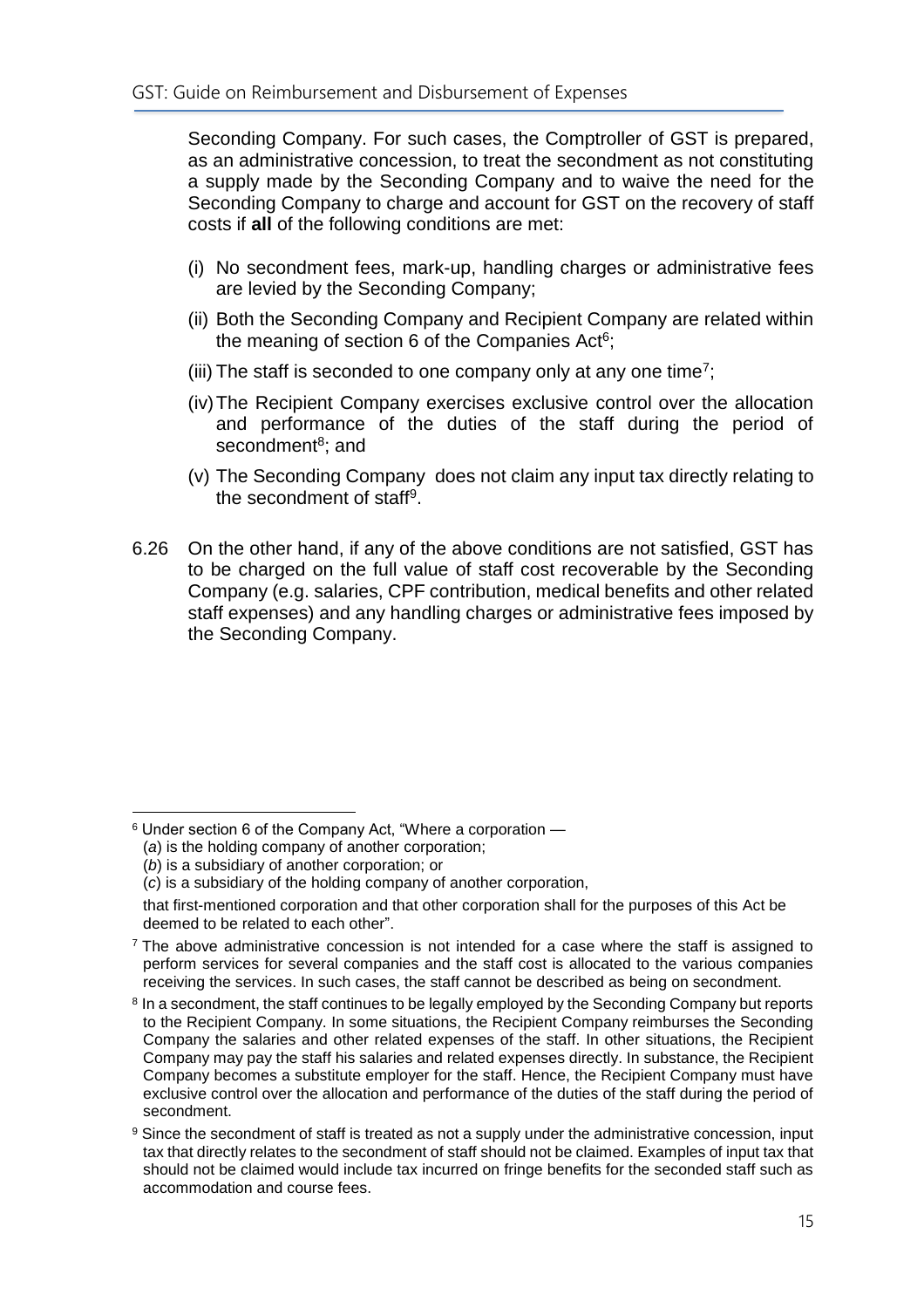Seconding Company. For such cases, the Comptroller of GST is prepared, as an administrative concession, to treat the secondment as not constituting a supply made by the Seconding Company and to waive the need for the Seconding Company to charge and account for GST on the recovery of staff costs if **all** of the following conditions are met:

(i) No secondment fees, mark-up, handling charges or administrative fees are levied by the Seconding Company;

(ii) Both the Seconding Company and Recipient Company are related within the meaning of section 6 of the Companies Act[6];

(iii) The staff is seconded to one company only at any one time[7];

(iv) The Recipient Company exercises exclusive control over the allocation and performance of the duties of the staff during the period of secondment[8]; and

(v) The Seconding Company does not claim any input tax directly relating to the secondment of staff[9].

6.26 On the other hand, if any of the above conditions are not satisfied, GST has to be charged on the full value of staff cost recoverable by the Seconding Company (e.g. salaries, CPF contribution, medical benefits and other related staff expenses) and any handling charges or administrative fees imposed by the Seconding Company.

---

[6] Under section 6 of the Company Act, "Where a corporation —
(*a*) is the holding company of another corporation;
(*b*) is a subsidiary of another corporation; or
(*c*) is a subsidiary of the holding company of another corporation,

that first-mentioned corporation and that other corporation shall for the purposes of this Act be deemed to be related to each other".

[7] The above administrative concession is not intended for a case where the staff is assigned to perform services for several companies and the staff cost is allocated to the various companies receiving the services. In such cases, the staff cannot be described as being on secondment.

[8] In a secondment, the staff continues to be legally employed by the Seconding Company but reports to the Recipient Company. In some situations, the Recipient Company reimburses the Seconding Company the salaries and other related expenses of the staff. In other situations, the Recipient Company may pay the staff his salaries and related expenses directly. In substance, the Recipient Company becomes a substitute employer for the staff. Hence, the Recipient Company must have exclusive control over the allocation and performance of the duties of the staff during the period of secondment.

[9] Since the secondment of staff is treated as not a supply under the administrative concession, input tax that directly relates to the secondment of staff should not be claimed. Examples of input tax that should not be claimed would include tax incurred on fringe benefits for the seconded staff such as accommodation and course fees.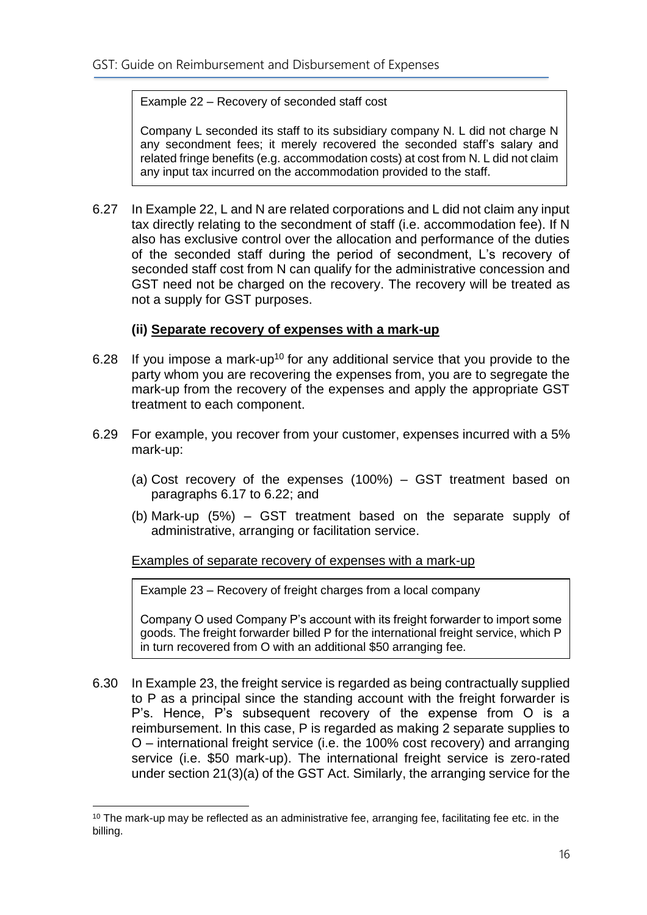> Example 22 – Recovery of seconded staff cost
>
> Company L seconded its staff to its subsidiary company N. L did not charge N any secondment fees; it merely recovered the seconded staff's salary and related fringe benefits (e.g. accommodation costs) at cost from N. L did not claim any input tax incurred on the accommodation provided to the staff.

6.27 In Example 22, L and N are related corporations and L did not claim any input tax directly relating to the secondment of staff (i.e. accommodation fee). If N also has exclusive control over the allocation and performance of the duties of the seconded staff during the period of secondment, L's recovery of seconded staff cost from N can qualify for the administrative concession and GST need not be charged on the recovery. The recovery will be treated as not a supply for GST purposes.

### (ii) Separate recovery of expenses with a mark-up

6.28 If you impose a mark-up[10] for any additional service that you provide to the party whom you are recovering the expenses from, you are to segregate the mark-up from the recovery of the expenses and apply the appropriate GST treatment to each component.

6.29 For example, you recover from your customer, expenses incurred with a 5% mark-up:

(a) Cost recovery of the expenses (100%) – GST treatment based on paragraphs 6.17 to 6.22; and

(b) Mark-up (5%) – GST treatment based on the separate supply of administrative, arranging or facilitation service.

Examples of separate recovery of expenses with a mark-up

> Example 23 – Recovery of freight charges from a local company
>
> Company O used Company P's account with its freight forwarder to import some goods. The freight forwarder billed P for the international freight service, which P in turn recovered from O with an additional $50 arranging fee.

6.30 In Example 23, the freight service is regarded as being contractually supplied to P as a principal since the standing account with the freight forwarder is P's. Hence, P's subsequent recovery of the expense from O is a reimbursement. In this case, P is regarded as making 2 separate supplies to O – international freight service (i.e. the 100% cost recovery) and arranging service (i.e. $50 mark-up). The international freight service is zero-rated under section 21(3)(a) of the GST Act. Similarly, the arranging service for the

[10] The mark-up may be reflected as an administrative fee, arranging fee, facilitating fee etc. in the billing.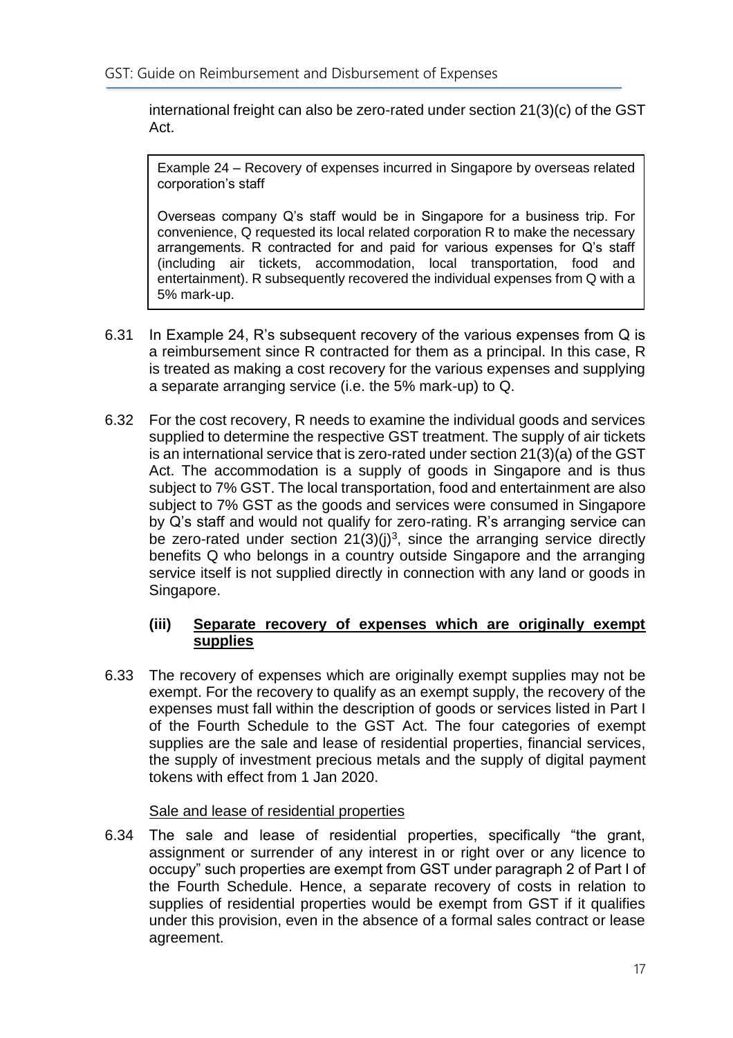international freight can also be zero-rated under section 21(3)(c) of the GST Act.

> Example 24 – Recovery of expenses incurred in Singapore by overseas related corporation's staff
>
> Overseas company Q's staff would be in Singapore for a business trip. For convenience, Q requested its local related corporation R to make the necessary arrangements. R contracted for and paid for various expenses for Q's staff (including air tickets, accommodation, local transportation, food and entertainment). R subsequently recovered the individual expenses from Q with a 5% mark-up.

6.31 In Example 24, R's subsequent recovery of the various expenses from Q is a reimbursement since R contracted for them as a principal. In this case, R is treated as making a cost recovery for the various expenses and supplying a separate arranging service (i.e. the 5% mark-up) to Q.

6.32 For the cost recovery, R needs to examine the individual goods and services supplied to determine the respective GST treatment. The supply of air tickets is an international service that is zero-rated under section 21(3)(a) of the GST Act. The accommodation is a supply of goods in Singapore and is thus subject to 7% GST. The local transportation, food and entertainment are also subject to 7% GST as the goods and services were consumed in Singapore by Q's staff and would not qualify for zero-rating. R's arranging service can be zero-rated under section 21(3)(j)[3], since the arranging service directly benefits Q who belongs in a country outside Singapore and the arranging service itself is not supplied directly in connection with any land or goods in Singapore.

#### (iii) Separate recovery of expenses which are originally exempt supplies

6.33 The recovery of expenses which are originally exempt supplies may not be exempt. For the recovery to qualify as an exempt supply, the recovery of the expenses must fall within the description of goods or services listed in Part I of the Fourth Schedule to the GST Act. The four categories of exempt supplies are the sale and lease of residential properties, financial services, the supply of investment precious metals and the supply of digital payment tokens with effect from 1 Jan 2020.

Sale and lease of residential properties

6.34 The sale and lease of residential properties, specifically "the grant, assignment or surrender of any interest in or right over or any licence to occupy" such properties are exempt from GST under paragraph 2 of Part I of the Fourth Schedule. Hence, a separate recovery of costs in relation to supplies of residential properties would be exempt from GST if it qualifies under this provision, even in the absence of a formal sales contract or lease agreement.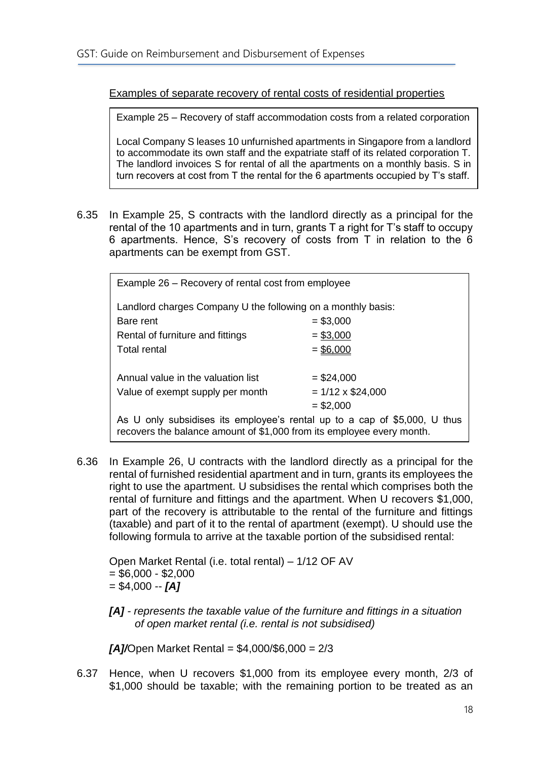Examples of separate recovery of rental costs of residential properties

> Example 25 – Recovery of staff accommodation costs from a related corporation
>
> Local Company S leases 10 unfurnished apartments in Singapore from a landlord to accommodate its own staff and the expatriate staff of its related corporation T. The landlord invoices S for rental of all the apartments on a monthly basis. S in turn recovers at cost from T the rental for the 6 apartments occupied by T's staff.

6.35 In Example 25, S contracts with the landlord directly as a principal for the rental of the 10 apartments and in turn, grants T a right for T's staff to occupy 6 apartments. Hence, S's recovery of costs from T in relation to the 6 apartments can be exempt from GST.

> Example 26 – Recovery of rental cost from employee
>
> Landlord charges Company U the following on a monthly basis:
>
> | | |
> |---|---|
> | Bare rent | = \$3,000 |
> | Rental of furniture and fittings | = \$3,000 |
> | Total rental | = \$6,000 |
> | | |
> | Annual value in the valuation list | = \$24,000 |
> | Value of exempt supply per month | = 1/12 x \$24,000 |
> | | = \$2,000 |
>
> As U only subsidises its employee's rental up to a cap of \$5,000, U thus recovers the balance amount of \$1,000 from its employee every month.

6.36 In Example 26, U contracts with the landlord directly as a principal for the rental of furnished residential apartment and in turn, grants its employees the right to use the apartment. U subsidises the rental which comprises both the rental of furniture and fittings and the apartment. When U recovers \$1,000, part of the recovery is attributable to the rental of the furniture and fittings (taxable) and part of it to the rental of apartment (exempt). U should use the following formula to arrive at the taxable portion of the subsidised rental:

Open Market Rental (i.e. total rental) – 1/12 OF AV
= \$6,000 - \$2,000
= \$4,000 -- ***[A]***

***[A]*** *- represents the taxable value of the furniture and fittings in a situation of open market rental (i.e. rental is not subsidised)*

***[A]/***Open Market Rental = \$4,000/\$6,000 = 2/3

6.37 Hence, when U recovers \$1,000 from its employee every month, 2/3 of \$1,000 should be taxable; with the remaining portion to be treated as an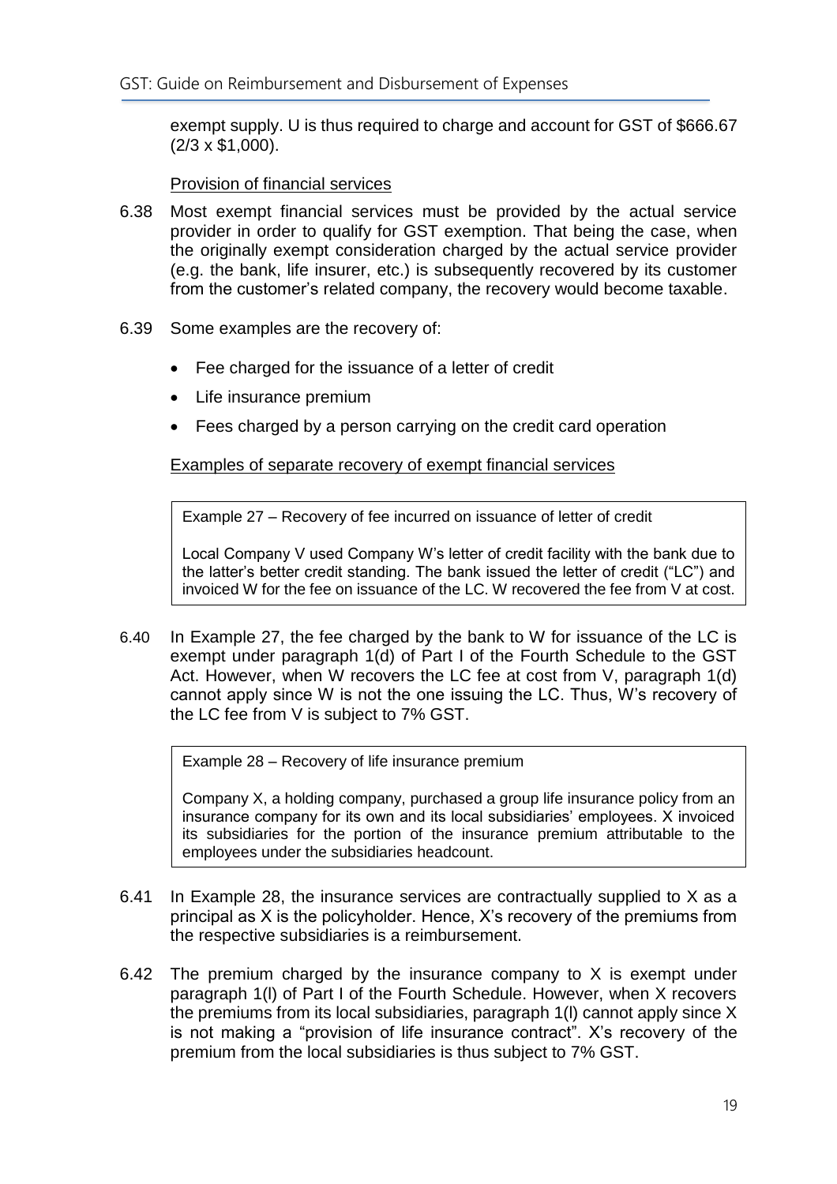exempt supply. U is thus required to charge and account for GST of $666.67 (2/3 x $1,000).

Provision of financial services

6.38 Most exempt financial services must be provided by the actual service provider in order to qualify for GST exemption. That being the case, when the originally exempt consideration charged by the actual service provider (e.g. the bank, life insurer, etc.) is subsequently recovered by its customer from the customer's related company, the recovery would become taxable.

6.39 Some examples are the recovery of:

- Fee charged for the issuance of a letter of credit
- Life insurance premium
- Fees charged by a person carrying on the credit card operation

Examples of separate recovery of exempt financial services

> Example 27 – Recovery of fee incurred on issuance of letter of credit
>
> Local Company V used Company W's letter of credit facility with the bank due to the latter's better credit standing. The bank issued the letter of credit ("LC") and invoiced W for the fee on issuance of the LC. W recovered the fee from V at cost.

6.40 In Example 27, the fee charged by the bank to W for issuance of the LC is exempt under paragraph 1(d) of Part I of the Fourth Schedule to the GST Act. However, when W recovers the LC fee at cost from V, paragraph 1(d) cannot apply since W is not the one issuing the LC. Thus, W's recovery of the LC fee from V is subject to 7% GST.

> Example 28 – Recovery of life insurance premium
>
> Company X, a holding company, purchased a group life insurance policy from an insurance company for its own and its local subsidiaries' employees. X invoiced its subsidiaries for the portion of the insurance premium attributable to the employees under the subsidiaries headcount.

6.41 In Example 28, the insurance services are contractually supplied to X as a principal as X is the policyholder. Hence, X's recovery of the premiums from the respective subsidiaries is a reimbursement.

6.42 The premium charged by the insurance company to X is exempt under paragraph 1(l) of Part I of the Fourth Schedule. However, when X recovers the premiums from its local subsidiaries, paragraph 1(l) cannot apply since X is not making a "provision of life insurance contract". X's recovery of the premium from the local subsidiaries is thus subject to 7% GST.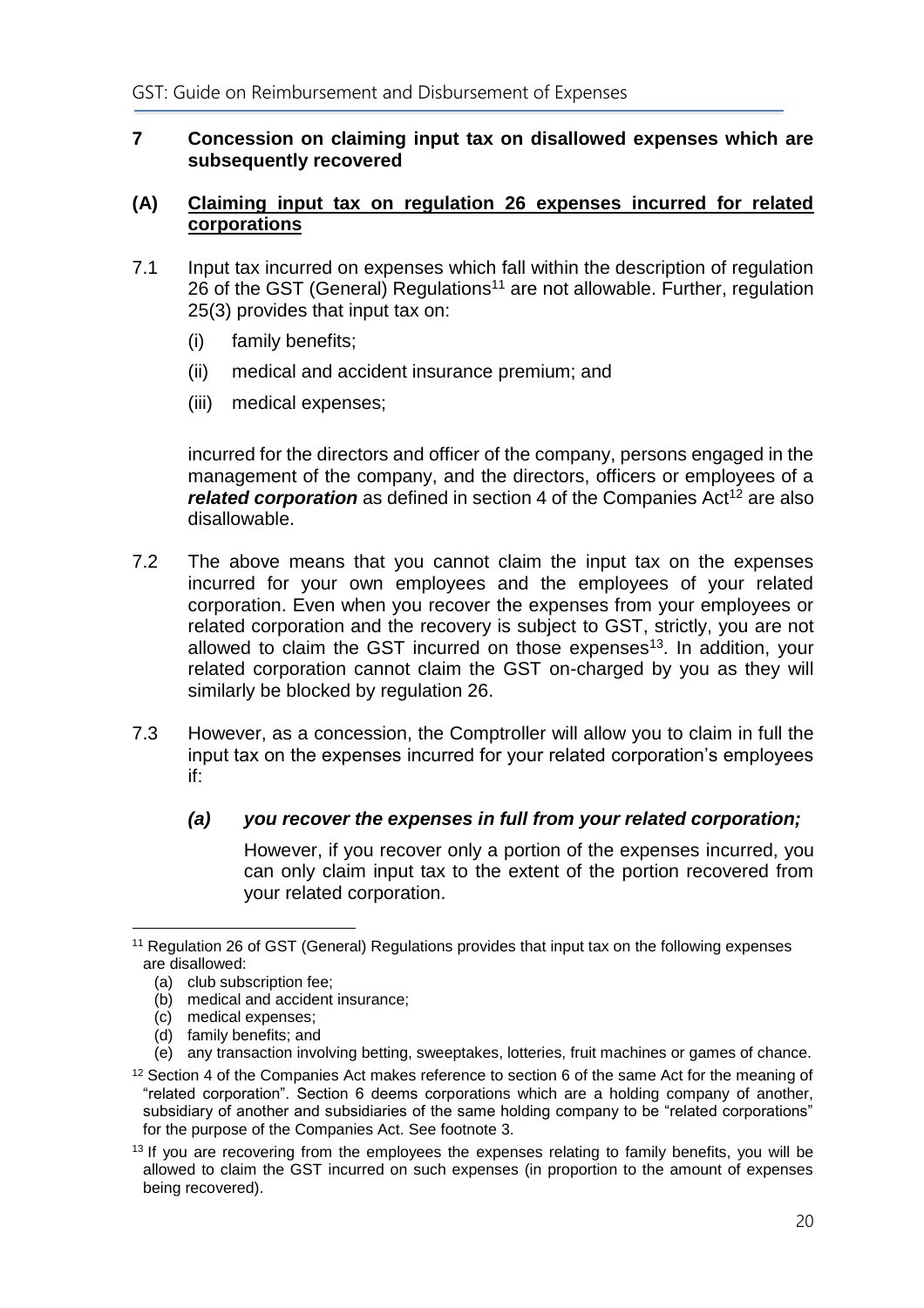## 7 Concession on claiming input tax on disallowed expenses which are subsequently recovered

### (A) Claiming input tax on regulation 26 expenses incurred for related corporations

7.1 Input tax incurred on expenses which fall within the description of regulation 26 of the GST (General) Regulations[11] are not allowable. Further, regulation 25(3) provides that input tax on:

(i) family benefits;

(ii) medical and accident insurance premium; and

(iii) medical expenses;

incurred for the directors and officer of the company, persons engaged in the management of the company, and the directors, officers or employees of a ***related corporation*** as defined in section 4 of the Companies Act[12] are also disallowable.

7.2 The above means that you cannot claim the input tax on the expenses incurred for your own employees and the employees of your related corporation. Even when you recover the expenses from your employees or related corporation and the recovery is subject to GST, strictly, you are not allowed to claim the GST incurred on those expenses[13]. In addition, your related corporation cannot claim the GST on-charged by you as they will similarly be blocked by regulation 26.

7.3 However, as a concession, the Comptroller will allow you to claim in full the input tax on the expenses incurred for your related corporation's employees if:

***(a) you recover the expenses in full from your related corporation;***

However, if you recover only a portion of the expenses incurred, you can only claim input tax to the extent of the portion recovered from your related corporation.

---

[11] Regulation 26 of GST (General) Regulations provides that input tax on the following expenses are disallowed:

(a) club subscription fee;
(b) medical and accident insurance;
(c) medical expenses;
(d) family benefits; and
(e) any transaction involving betting, sweeptakes, lotteries, fruit machines or games of chance.

[12] Section 4 of the Companies Act makes reference to section 6 of the same Act for the meaning of "related corporation". Section 6 deems corporations which are a holding company of another, subsidiary of another and subsidiaries of the same holding company to be "related corporations" for the purpose of the Companies Act. See footnote 3.

[13] If you are recovering from the employees the expenses relating to family benefits, you will be allowed to claim the GST incurred on such expenses (in proportion to the amount of expenses being recovered).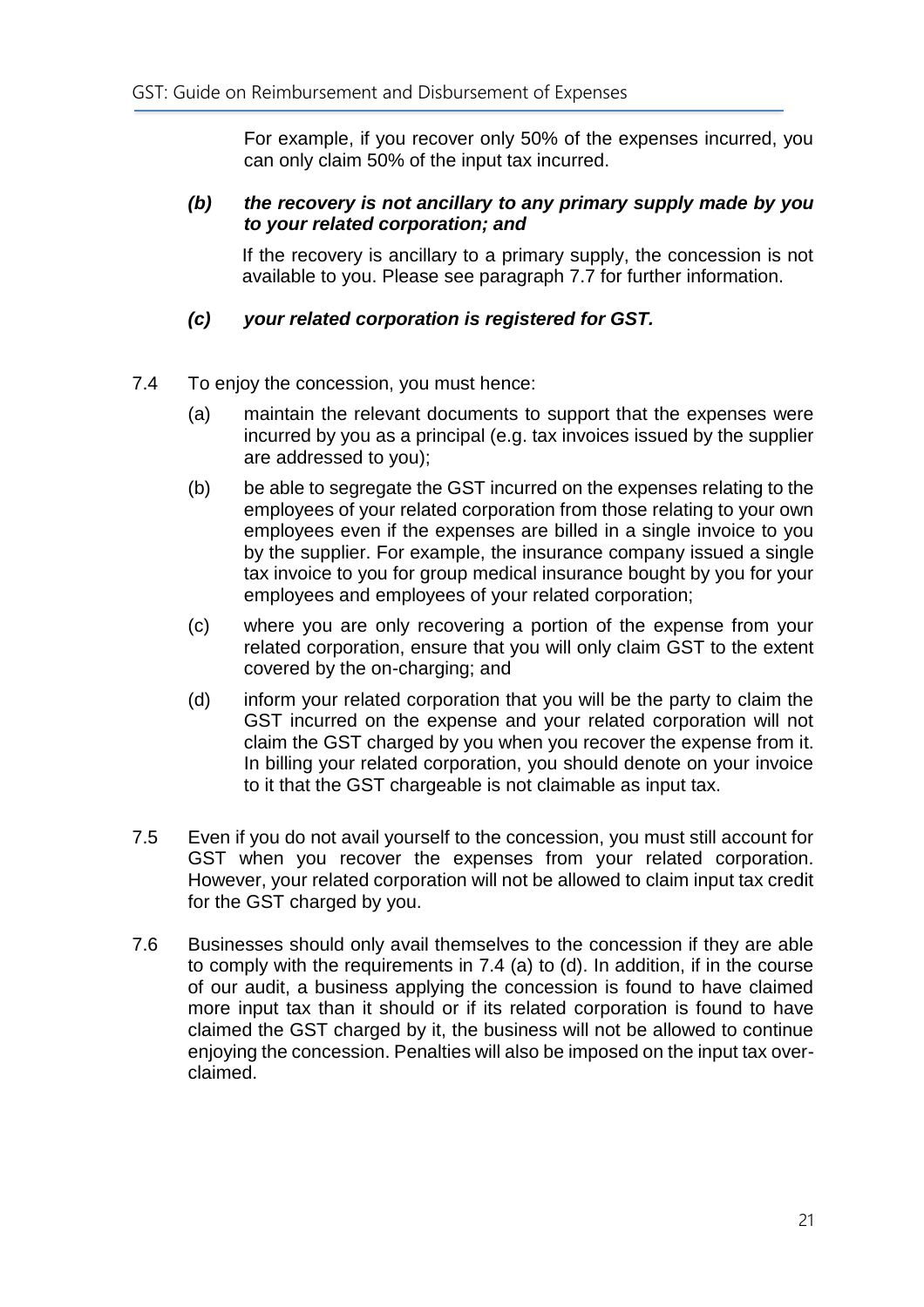For example, if you recover only 50% of the expenses incurred, you can only claim 50% of the input tax incurred.

***(b) the recovery is not ancillary to any primary supply made by you to your related corporation; and***

If the recovery is ancillary to a primary supply, the concession is not available to you. Please see paragraph 7.7 for further information.

***(c) your related corporation is registered for GST.***

7.4 To enjoy the concession, you must hence:

(a) maintain the relevant documents to support that the expenses were incurred by you as a principal (e.g. tax invoices issued by the supplier are addressed to you);

(b) be able to segregate the GST incurred on the expenses relating to the employees of your related corporation from those relating to your own employees even if the expenses are billed in a single invoice to you by the supplier. For example, the insurance company issued a single tax invoice to you for group medical insurance bought by you for your employees and employees of your related corporation;

(c) where you are only recovering a portion of the expense from your related corporation, ensure that you will only claim GST to the extent covered by the on-charging; and

(d) inform your related corporation that you will be the party to claim the GST incurred on the expense and your related corporation will not claim the GST charged by you when you recover the expense from it. In billing your related corporation, you should denote on your invoice to it that the GST chargeable is not claimable as input tax.

7.5 Even if you do not avail yourself to the concession, you must still account for GST when you recover the expenses from your related corporation. However, your related corporation will not be allowed to claim input tax credit for the GST charged by you.

7.6 Businesses should only avail themselves to the concession if they are able to comply with the requirements in 7.4 (a) to (d). In addition, if in the course of our audit, a business applying the concession is found to have claimed more input tax than it should or if its related corporation is found to have claimed the GST charged by it, the business will not be allowed to continue enjoying the concession. Penalties will also be imposed on the input tax over-claimed.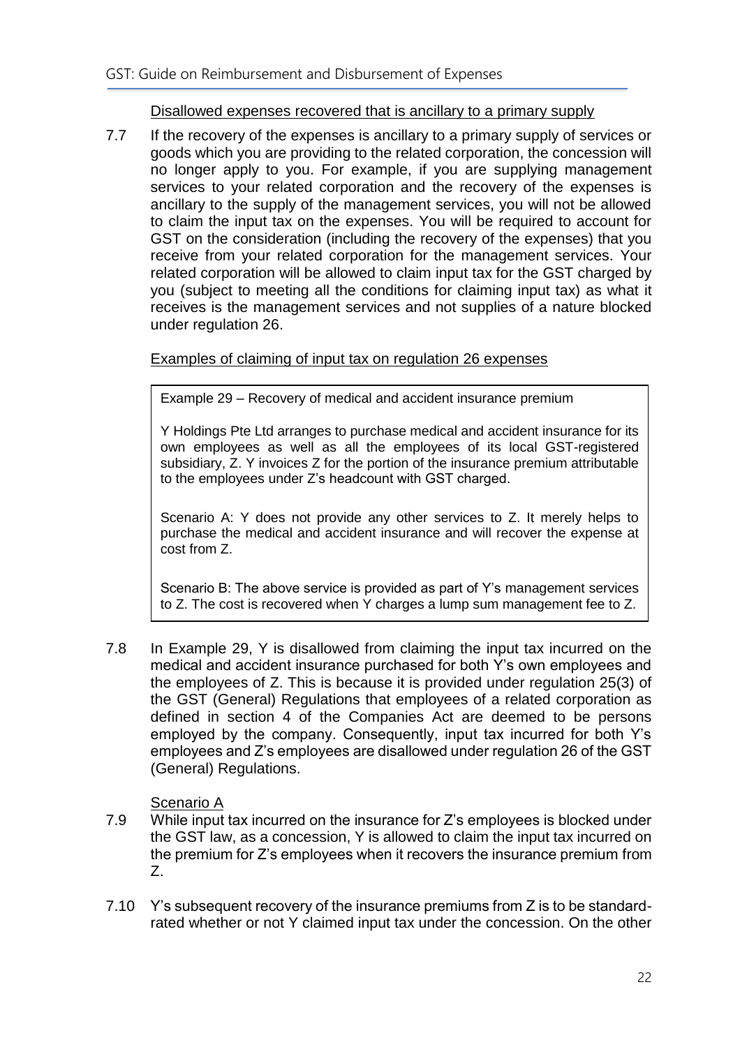Disallowed expenses recovered that is ancillary to a primary supply

7.7 If the recovery of the expenses is ancillary to a primary supply of services or goods which you are providing to the related corporation, the concession will no longer apply to you. For example, if you are supplying management services to your related corporation and the recovery of the expenses is ancillary to the supply of the management services, you will not be allowed to claim the input tax on the expenses. You will be required to account for GST on the consideration (including the recovery of the expenses) that you receive from your related corporation for the management services. Your related corporation will be allowed to claim input tax for the GST charged by you (subject to meeting all the conditions for claiming input tax) as what it receives is the management services and not supplies of a nature blocked under regulation 26.

Examples of claiming of input tax on regulation 26 expenses

> Example 29 – Recovery of medical and accident insurance premium
>
> Y Holdings Pte Ltd arranges to purchase medical and accident insurance for its own employees as well as all the employees of its local GST-registered subsidiary, Z. Y invoices Z for the portion of the insurance premium attributable to the employees under Z's headcount with GST charged.
>
> Scenario A: Y does not provide any other services to Z. It merely helps to purchase the medical and accident insurance and will recover the expense at cost from Z.
>
> Scenario B: The above service is provided as part of Y's management services to Z. The cost is recovered when Y charges a lump sum management fee to Z.

7.8 In Example 29, Y is disallowed from claiming the input tax incurred on the medical and accident insurance purchased for both Y's own employees and the employees of Z. This is because it is provided under regulation 25(3) of the GST (General) Regulations that employees of a related corporation as defined in section 4 of the Companies Act are deemed to be persons employed by the company. Consequently, input tax incurred for both Y's employees and Z's employees are disallowed under regulation 26 of the GST (General) Regulations.

Scenario A

7.9 While input tax incurred on the insurance for Z's employees is blocked under the GST law, as a concession, Y is allowed to claim the input tax incurred on the premium for Z's employees when it recovers the insurance premium from Z.

7.10 Y's subsequent recovery of the insurance premiums from Z is to be standard-rated whether or not Y claimed input tax under the concession. On the other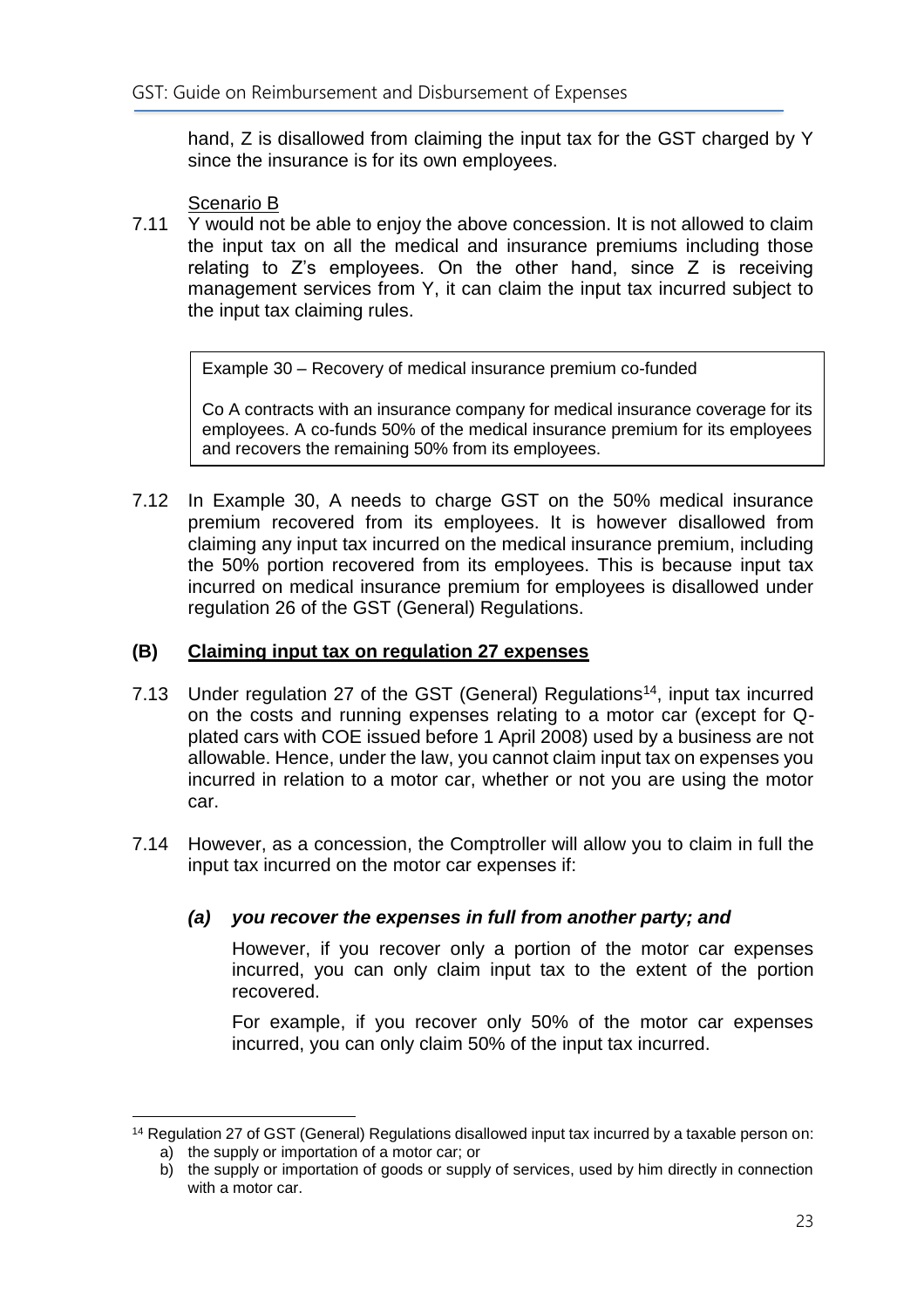hand, Z is disallowed from claiming the input tax for the GST charged by Y since the insurance is for its own employees.

Scenario B

7.11 Y would not be able to enjoy the above concession. It is not allowed to claim the input tax on all the medical and insurance premiums including those relating to Z's employees. On the other hand, since Z is receiving management services from Y, it can claim the input tax incurred subject to the input tax claiming rules.

> Example 30 – Recovery of medical insurance premium co-funded
>
> Co A contracts with an insurance company for medical insurance coverage for its employees. A co-funds 50% of the medical insurance premium for its employees and recovers the remaining 50% from its employees.

7.12 In Example 30, A needs to charge GST on the 50% medical insurance premium recovered from its employees. It is however disallowed from claiming any input tax incurred on the medical insurance premium, including the 50% portion recovered from its employees. This is because input tax incurred on medical insurance premium for employees is disallowed under regulation 26 of the GST (General) Regulations.

## (B) Claiming input tax on regulation 27 expenses

7.13 Under regulation 27 of the GST (General) Regulations[14], input tax incurred on the costs and running expenses relating to a motor car (except for Q-plated cars with COE issued before 1 April 2008) used by a business are not allowable. Hence, under the law, you cannot claim input tax on expenses you incurred in relation to a motor car, whether or not you are using the motor car.

7.14 However, as a concession, the Comptroller will allow you to claim in full the input tax incurred on the motor car expenses if:

***(a) you recover the expenses in full from another party; and***

However, if you recover only a portion of the motor car expenses incurred, you can only claim input tax to the extent of the portion recovered.

For example, if you recover only 50% of the motor car expenses incurred, you can only claim 50% of the input tax incurred.

---

[14] Regulation 27 of GST (General) Regulations disallowed input tax incurred by a taxable person on:

a) the supply or importation of a motor car; or
b) the supply or importation of goods or supply of services, used by him directly in connection with a motor car.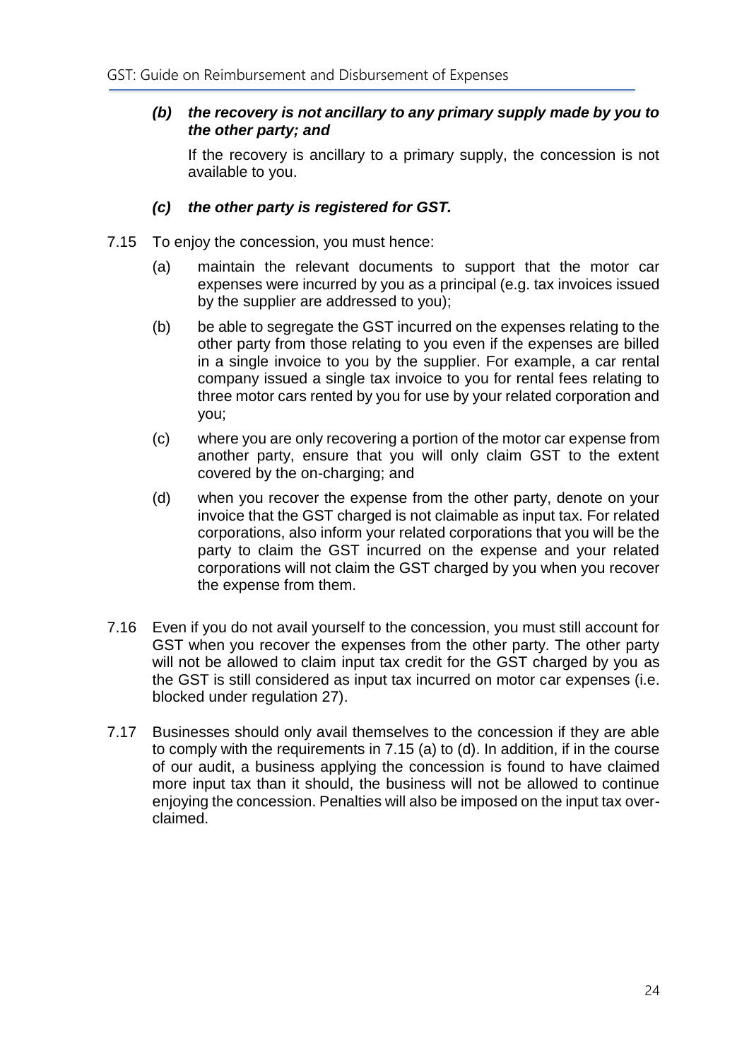***(b) the recovery is not ancillary to any primary supply made by you to the other party; and***

If the recovery is ancillary to a primary supply, the concession is not available to you.

***(c) the other party is registered for GST.***

7.15 To enjoy the concession, you must hence:

(a) maintain the relevant documents to support that the motor car expenses were incurred by you as a principal (e.g. tax invoices issued by the supplier are addressed to you);

(b) be able to segregate the GST incurred on the expenses relating to the other party from those relating to you even if the expenses are billed in a single invoice to you by the supplier. For example, a car rental company issued a single tax invoice to you for rental fees relating to three motor cars rented by you for use by your related corporation and you;

(c) where you are only recovering a portion of the motor car expense from another party, ensure that you will only claim GST to the extent covered by the on-charging; and

(d) when you recover the expense from the other party, denote on your invoice that the GST charged is not claimable as input tax. For related corporations, also inform your related corporations that you will be the party to claim the GST incurred on the expense and your related corporations will not claim the GST charged by you when you recover the expense from them.

7.16 Even if you do not avail yourself to the concession, you must still account for GST when you recover the expenses from the other party. The other party will not be allowed to claim input tax credit for the GST charged by you as the GST is still considered as input tax incurred on motor car expenses (i.e. blocked under regulation 27).

7.17 Businesses should only avail themselves to the concession if they are able to comply with the requirements in 7.15 (a) to (d). In addition, if in the course of our audit, a business applying the concession is found to have claimed more input tax than it should, the business will not be allowed to continue enjoying the concession. Penalties will also be imposed on the input tax over-claimed.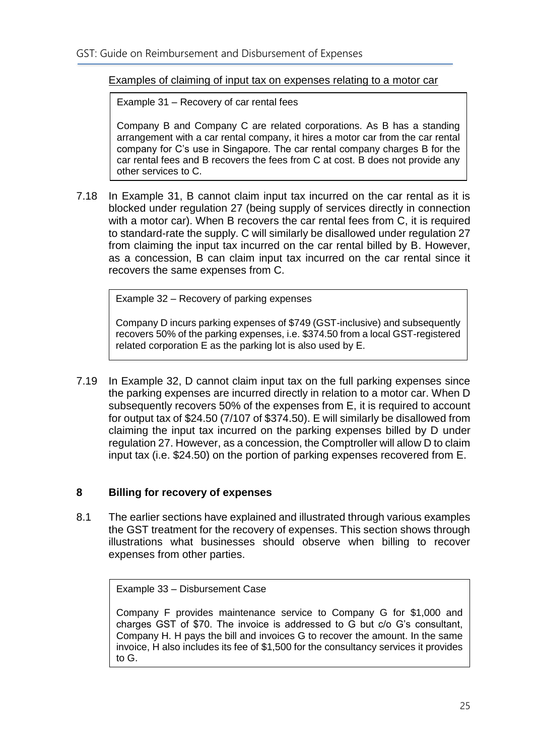Examples of claiming of input tax on expenses relating to a motor car

> Example 31 – Recovery of car rental fees
>
> Company B and Company C are related corporations. As B has a standing arrangement with a car rental company, it hires a motor car from the car rental company for C's use in Singapore. The car rental company charges B for the car rental fees and B recovers the fees from C at cost. B does not provide any other services to C.

7.18 In Example 31, B cannot claim input tax incurred on the car rental as it is blocked under regulation 27 (being supply of services directly in connection with a motor car). When B recovers the car rental fees from C, it is required to standard-rate the supply. C will similarly be disallowed under regulation 27 from claiming the input tax incurred on the car rental billed by B. However, as a concession, B can claim input tax incurred on the car rental since it recovers the same expenses from C.

> Example 32 – Recovery of parking expenses
>
> Company D incurs parking expenses of $749 (GST-inclusive) and subsequently recovers 50% of the parking expenses, i.e. $374.50 from a local GST-registered related corporation E as the parking lot is also used by E.

7.19 In Example 32, D cannot claim input tax on the full parking expenses since the parking expenses are incurred directly in relation to a motor car. When D subsequently recovers 50% of the expenses from E, it is required to account for output tax of $24.50 (7/107 of $374.50). E will similarly be disallowed from claiming the input tax incurred on the parking expenses billed by D under regulation 27. However, as a concession, the Comptroller will allow D to claim input tax (i.e. $24.50) on the portion of parking expenses recovered from E.

## 8 Billing for recovery of expenses

8.1 The earlier sections have explained and illustrated through various examples the GST treatment for the recovery of expenses. This section shows through illustrations what businesses should observe when billing to recover expenses from other parties.

> Example 33 – Disbursement Case
>
> Company F provides maintenance service to Company G for $1,000 and charges GST of $70. The invoice is addressed to G but c/o G's consultant, Company H. H pays the bill and invoices G to recover the amount. In the same invoice, H also includes its fee of $1,500 for the consultancy services it provides to G.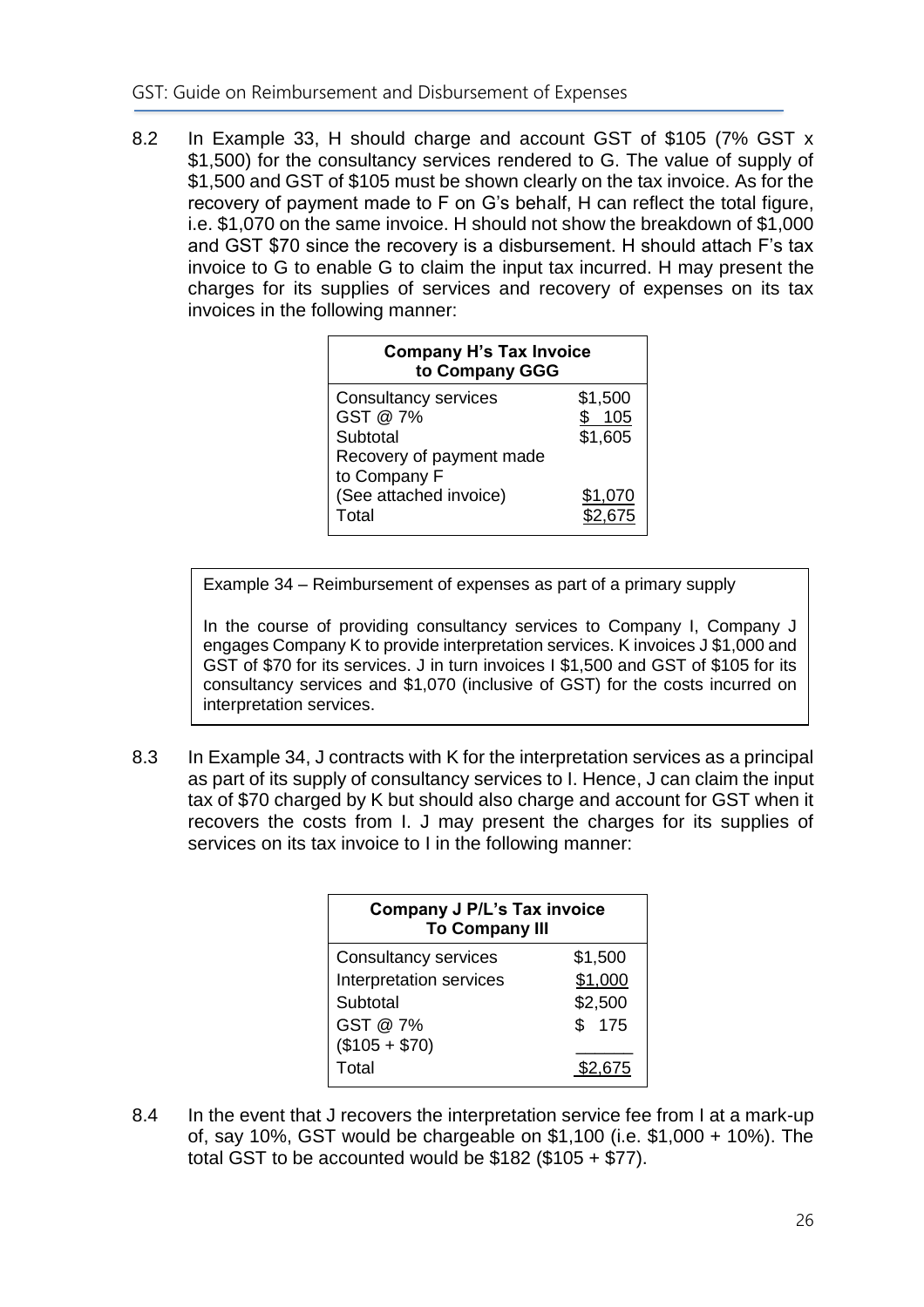8.2 In Example 33, H should charge and account GST of $105 (7% GST x $1,500) for the consultancy services rendered to G. The value of supply of $1,500 and GST of $105 must be shown clearly on the tax invoice. As for the recovery of payment made to F on G's behalf, H can reflect the total figure, i.e. $1,070 on the same invoice. H should not show the breakdown of $1,000 and GST $70 since the recovery is a disbursement. H should attach F's tax invoice to G to enable G to claim the input tax incurred. H may present the charges for its supplies of services and recovery of expenses on its tax invoices in the following manner:

| **Company H's Tax Invoice to Company GGG** | |
|---|---|
| Consultancy services | $1,500 |
| GST @ 7% | $ 105 |
| Subtotal | $1,605 |
| Recovery of payment made to Company F (See attached invoice) | $1,070 |
| Total | $2,675 |

> Example 34 – Reimbursement of expenses as part of a primary supply
>
> In the course of providing consultancy services to Company I, Company J engages Company K to provide interpretation services. K invoices J $1,000 and GST of $70 for its services. J in turn invoices I $1,500 and GST of $105 for its consultancy services and $1,070 (inclusive of GST) for the costs incurred on interpretation services.

8.3 In Example 34, J contracts with K for the interpretation services as a principal as part of its supply of consultancy services to I. Hence, J can claim the input tax of $70 charged by K but should also charge and account for GST when it recovers the costs from I. J may present the charges for its supplies of services on its tax invoice to I in the following manner:

| **Company J P/L's Tax invoice To Company III** | |
|---|---|
| Consultancy services | $1,500 |
| Interpretation services | $1,000 |
| Subtotal | $2,500 |
| GST @ 7% ($105 + $70) | $ 175 |
| Total | $2,675 |

8.4 In the event that J recovers the interpretation service fee from I at a mark-up of, say 10%, GST would be chargeable on $1,100 (i.e. $1,000 + 10%). The total GST to be accounted would be $182 ($105 + $77).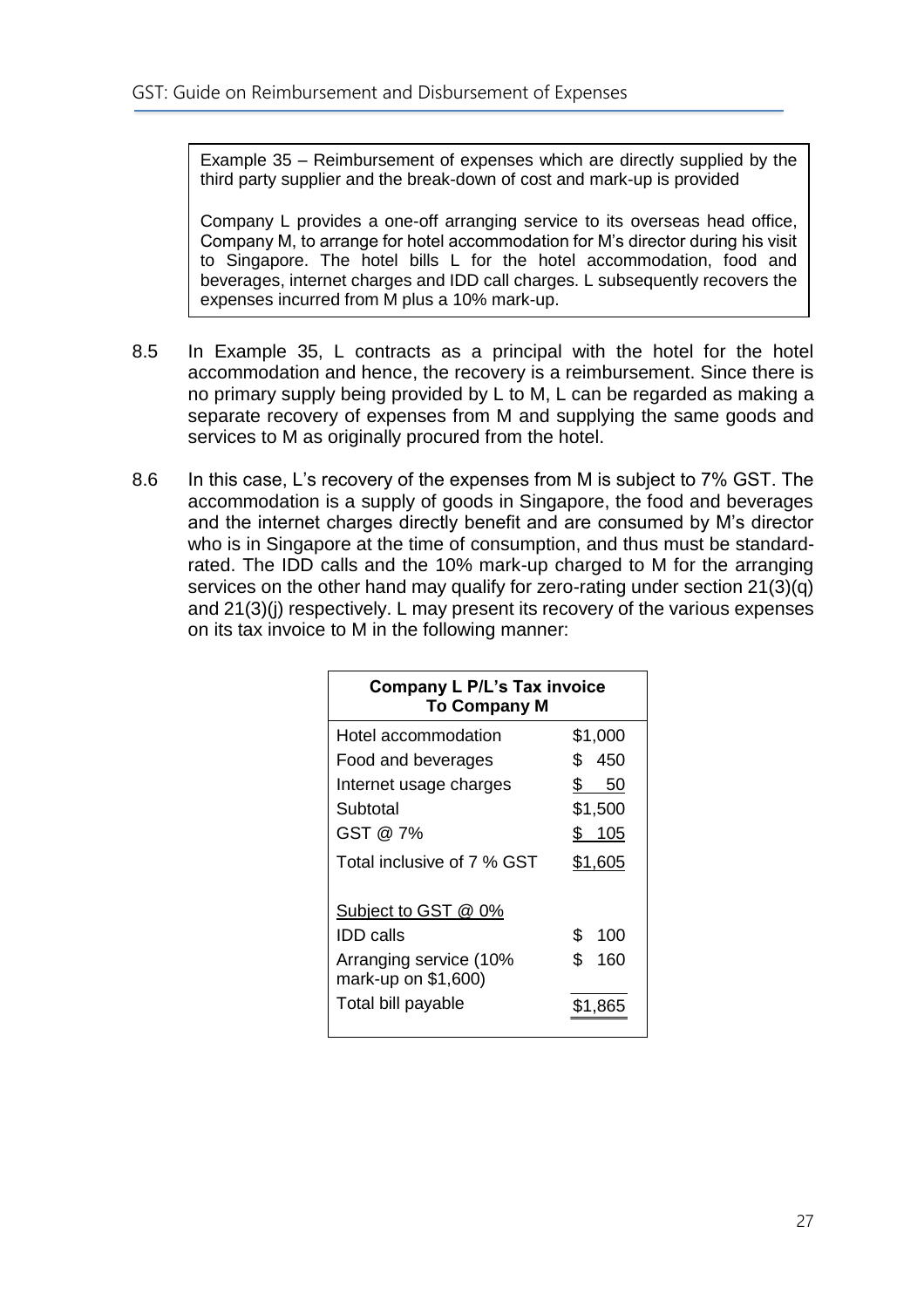> Example 35 – Reimbursement of expenses which are directly supplied by the third party supplier and the break-down of cost and mark-up is provided
>
> Company L provides a one-off arranging service to its overseas head office, Company M, to arrange for hotel accommodation for M's director during his visit to Singapore. The hotel bills L for the hotel accommodation, food and beverages, internet charges and IDD call charges. L subsequently recovers the expenses incurred from M plus a 10% mark-up.

8.5 In Example 35, L contracts as a principal with the hotel for the hotel accommodation and hence, the recovery is a reimbursement. Since there is no primary supply being provided by L to M, L can be regarded as making a separate recovery of expenses from M and supplying the same goods and services to M as originally procured from the hotel.

8.6 In this case, L's recovery of the expenses from M is subject to 7% GST. The accommodation is a supply of goods in Singapore, the food and beverages and the internet charges directly benefit and are consumed by M's director who is in Singapore at the time of consumption, and thus must be standard-rated. The IDD calls and the 10% mark-up charged to M for the arranging services on the other hand may qualify for zero-rating under section 21(3)(q) and 21(3)(j) respectively. L may present its recovery of the various expenses on its tax invoice to M in the following manner:

| **Company L P/L's Tax invoice To Company M** | |
|---|---|
| Hotel accommodation | $1,000 |
| Food and beverages | $ 450 |
| Internet usage charges | $ 50 |
| Subtotal | $1,500 |
| GST @ 7% | $ 105 |
| Total inclusive of 7 % GST | $1,605 |
| Subject to GST @ 0% | |
| IDD calls | $ 100 |
| Arranging service (10% mark-up on $1,600) | $ 160 |
| Total bill payable | $1,865 |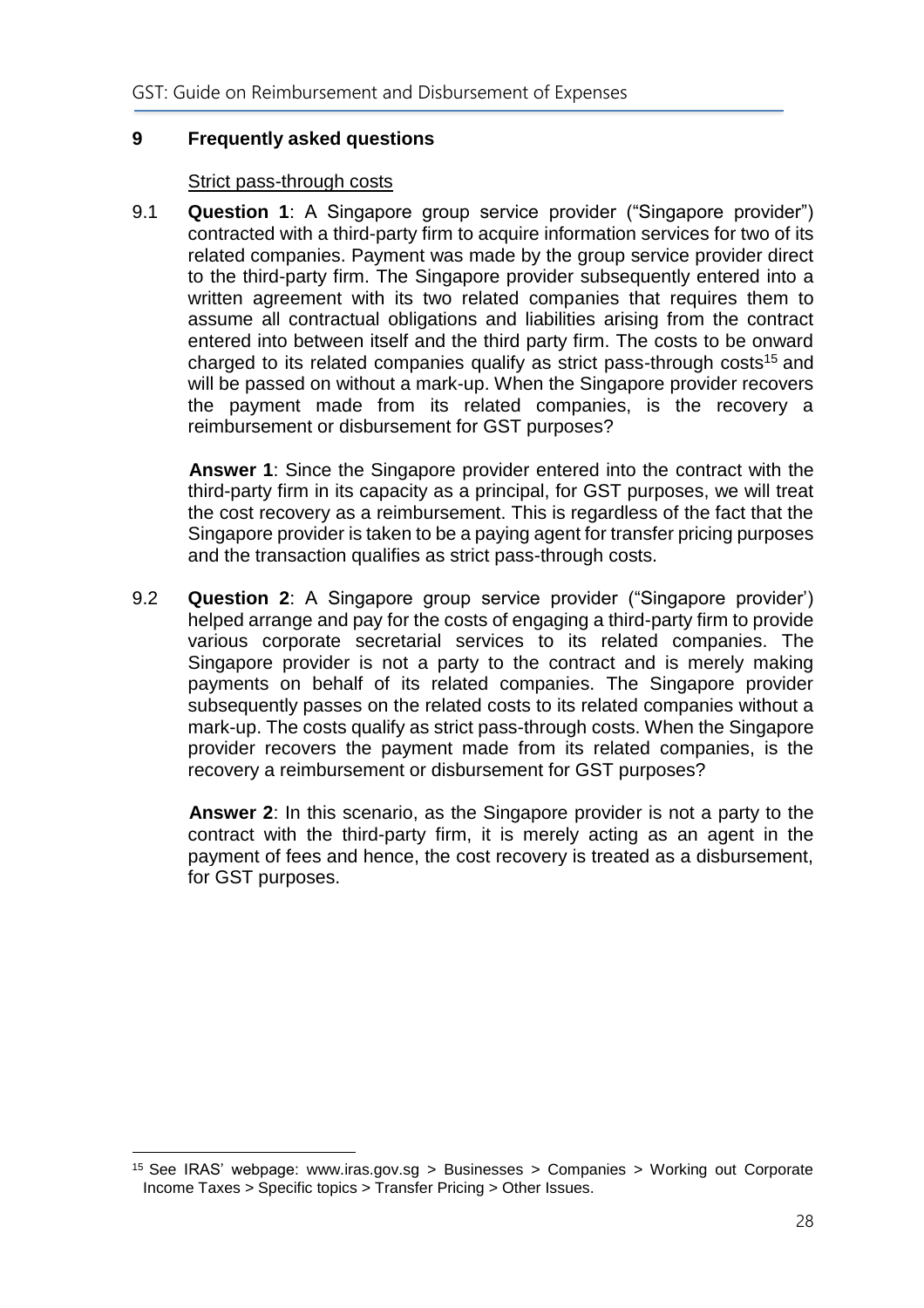## 9 Frequently asked questions

Strict pass-through costs

9.1 **Question 1**: A Singapore group service provider ("Singapore provider") contracted with a third-party firm to acquire information services for two of its related companies. Payment was made by the group service provider direct to the third-party firm. The Singapore provider subsequently entered into a written agreement with its two related companies that requires them to assume all contractual obligations and liabilities arising from the contract entered into between itself and the third party firm. The costs to be onward charged to its related companies qualify as strict pass-through costs[15] and will be passed on without a mark-up. When the Singapore provider recovers the payment made from its related companies, is the recovery a reimbursement or disbursement for GST purposes?

**Answer 1**: Since the Singapore provider entered into the contract with the third-party firm in its capacity as a principal, for GST purposes, we will treat the cost recovery as a reimbursement. This is regardless of the fact that the Singapore provider is taken to be a paying agent for transfer pricing purposes and the transaction qualifies as strict pass-through costs.

9.2 **Question 2**: A Singapore group service provider ("Singapore provider') helped arrange and pay for the costs of engaging a third-party firm to provide various corporate secretarial services to its related companies. The Singapore provider is not a party to the contract and is merely making payments on behalf of its related companies. The Singapore provider subsequently passes on the related costs to its related companies without a mark-up. The costs qualify as strict pass-through costs. When the Singapore provider recovers the payment made from its related companies, is the recovery a reimbursement or disbursement for GST purposes?

**Answer 2**: In this scenario, as the Singapore provider is not a party to the contract with the third-party firm, it is merely acting as an agent in the payment of fees and hence, the cost recovery is treated as a disbursement, for GST purposes.

[15] See IRAS' webpage: www.iras.gov.sg > Businesses > Companies > Working out Corporate Income Taxes > Specific topics > Transfer Pricing > Other Issues.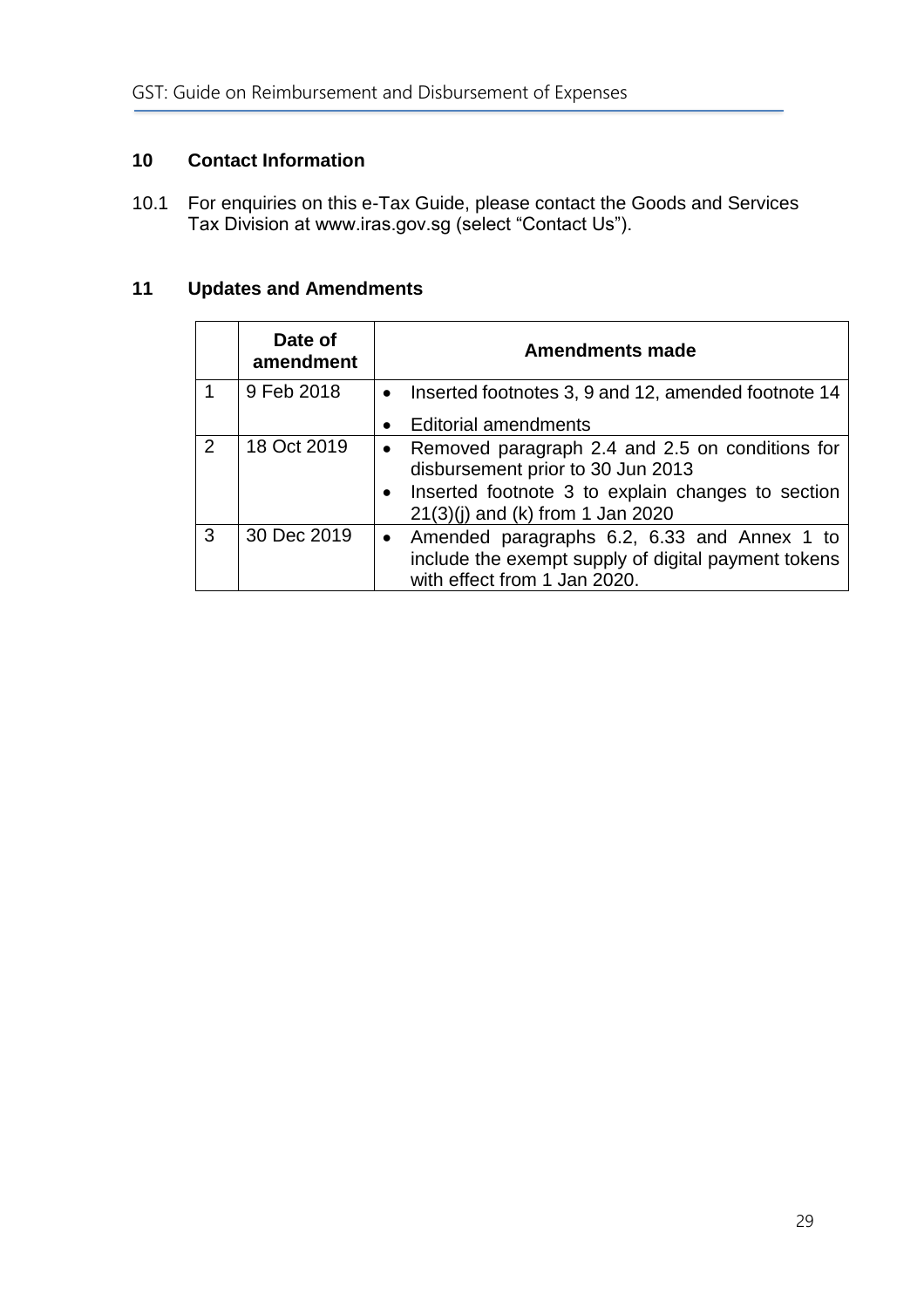## 10 Contact Information

10.1 For enquiries on this e-Tax Guide, please contact the Goods and Services Tax Division at www.iras.gov.sg (select "Contact Us").

## 11 Updates and Amendments

| | Date of amendment | Amendments made |
|---|---|---|
| 1 | 9 Feb 2018 | • Inserted footnotes 3, 9 and 12, amended footnote 14<br>• Editorial amendments |
| 2 | 18 Oct 2019 | • Removed paragraph 2.4 and 2.5 on conditions for disbursement prior to 30 Jun 2013<br>• Inserted footnote 3 to explain changes to section 21(3)(j) and (k) from 1 Jan 2020 |
| 3 | 30 Dec 2019 | • Amended paragraphs 6.2, 6.33 and Annex 1 to include the exempt supply of digital payment tokens with effect from 1 Jan 2020. |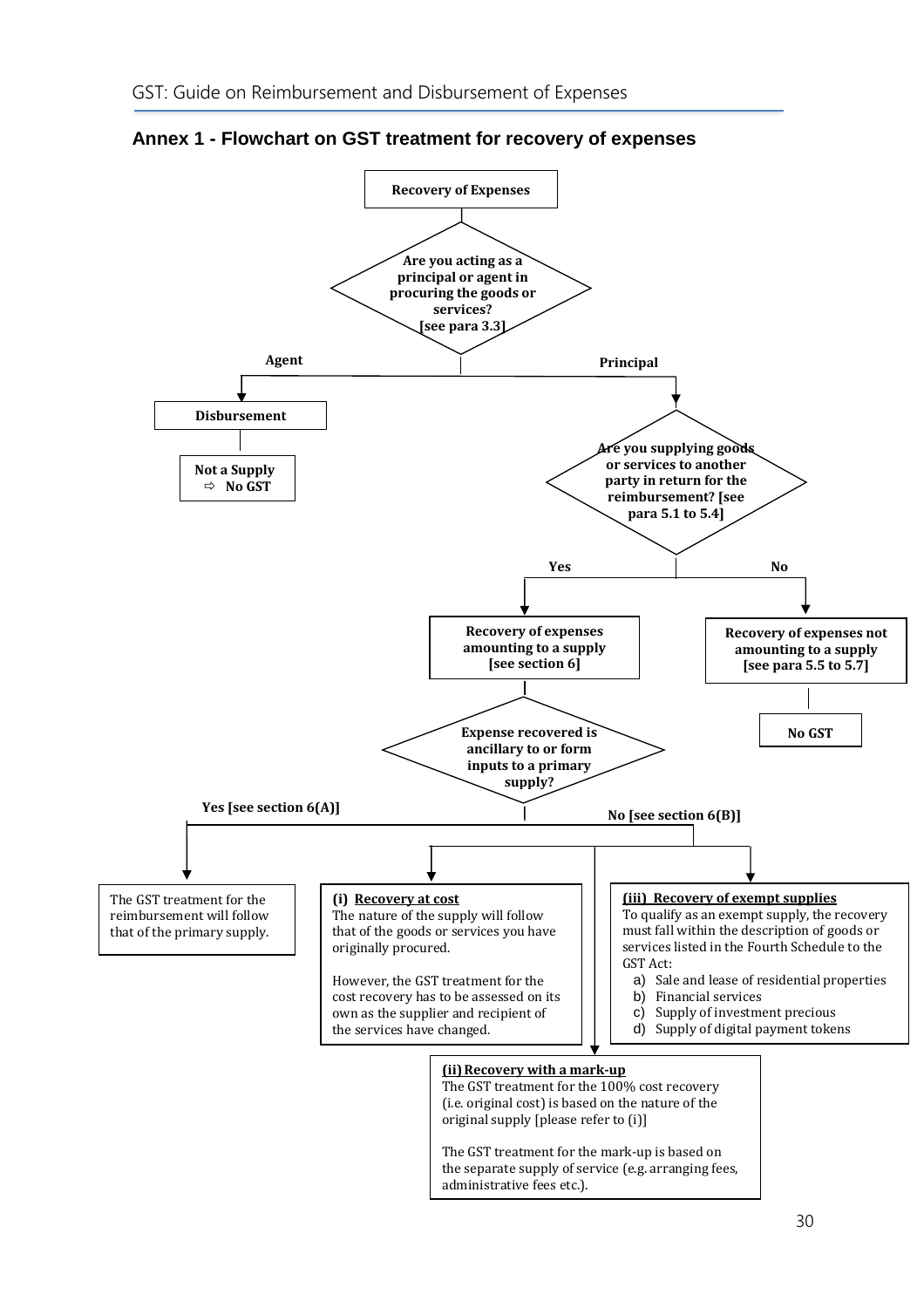## Annex 1 - Flowchart on GST treatment for recovery of expenses

**Recovery of Expenses**

**Are you acting as a principal or agent in procuring the goods or services? [see para 3.3]**

- **Agent** → **Disbursement** → **Not a Supply ⇨ No GST**
- **Principal** → **Are you supplying goods or services to another party in return for the reimbursement? [see para 5.1 to 5.4]**
  - **No** → **Recovery of expenses not amounting to a supply [see para 5.5 to 5.7]** → **No GST**
  - **Yes** → **Recovery of expenses amounting to a supply [see section 6]** → **Expense recovered is ancillary to or form inputs to a primary supply?**
    - **Yes [see section 6(A)]** → The GST treatment for the reimbursement will follow that of the primary supply.
    - **No [see section 6(B)]** →

**(i) Recovery at cost**

The nature of the supply will follow that of the goods or services you have originally procured.

However, the GST treatment for the cost recovery has to be assessed on its own as the supplier and recipient of the services have changed.

**(ii) Recovery with a mark-up**

The GST treatment for the 100% cost recovery (i.e. original cost) is based on the nature of the original supply [please refer to (i)]

The GST treatment for the mark-up is based on the separate supply of service (e.g. arranging fees, administrative fees etc.).

**(iii) Recovery of exempt supplies**

To qualify as an exempt supply, the recovery must fall within the description of goods or services listed in the Fourth Schedule to the GST Act:

a) Sale and lease of residential properties
b) Financial services
c) Supply of investment precious
d) Supply of digital payment tokens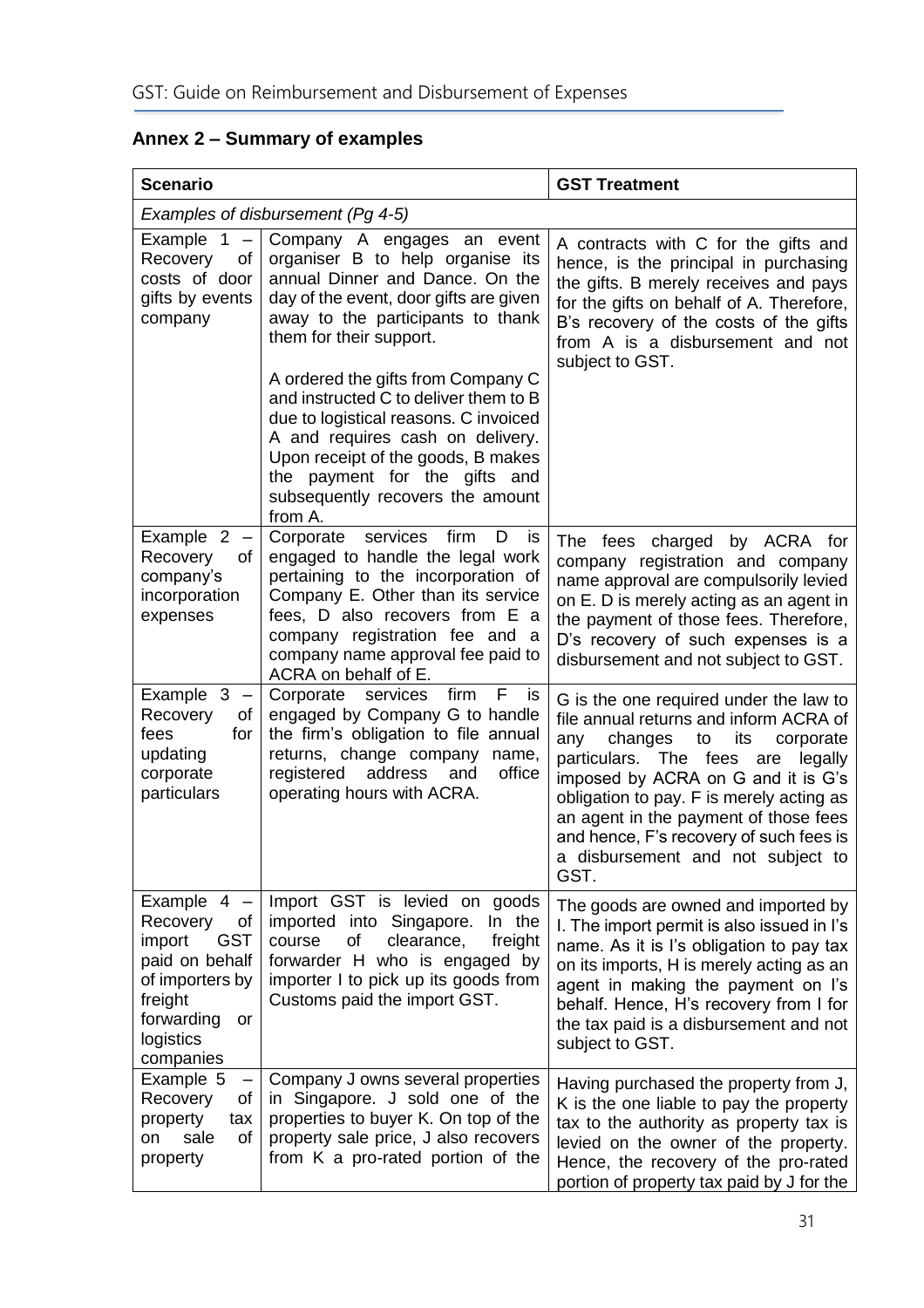## Annex 2 – Summary of examples

| Scenario | | GST Treatment |
|---|---|---|
| *Examples of disbursement (Pg 4-5)* | | |
| Example 1 – Recovery of costs of door gifts by events company | Company A engages an event organiser B to help organise its annual Dinner and Dance. On the day of the event, door gifts are given away to the participants to thank them for their support.<br><br>A ordered the gifts from Company C and instructed C to deliver them to B due to logistical reasons. C invoiced A and requires cash on delivery. Upon receipt of the goods, B makes the payment for the gifts and subsequently recovers the amount from A. | A contracts with C for the gifts and hence, is the principal in purchasing the gifts. B merely receives and pays for the gifts on behalf of A. Therefore, B's recovery of the costs of the gifts from A is a disbursement and not subject to GST. |
| Example 2 – Recovery of company's incorporation expenses | Corporate services firm D is engaged to handle the legal work pertaining to the incorporation of Company E. Other than its service fees, D also recovers from E a company registration fee and a company name approval fee paid to ACRA on behalf of E. | The fees charged by ACRA for company registration and company name approval are compulsorily levied on E. D is merely acting as an agent in the payment of those fees. Therefore, D's recovery of such expenses is a disbursement and not subject to GST. |
| Example 3 – Recovery of fees for updating corporate particulars | Corporate services firm F is engaged by Company G to handle the firm's obligation to file annual returns, change company name, registered address and office operating hours with ACRA. | G is the one required under the law to file annual returns and inform ACRA of any changes to its corporate particulars. The fees are legally imposed by ACRA on G and it is G's obligation to pay. F is merely acting as an agent in the payment of those fees and hence, F's recovery of such fees is a disbursement and not subject to GST. |
| Example 4 – Recovery of import GST paid on behalf of importers by freight forwarding or logistics companies | Import GST is levied on goods imported into Singapore. In the course of clearance, freight forwarder H who is engaged by importer I to pick up its goods from Customs paid the import GST. | The goods are owned and imported by I. The import permit is also issued in I's name. As it is I's obligation to pay tax on its imports, H is merely acting as an agent in making the payment on I's behalf. Hence, H's recovery from I for the tax paid is a disbursement and not subject to GST. |
| Example 5 – Recovery of property tax on sale of property | Company J owns several properties in Singapore. J sold one of the properties to buyer K. On top of the property sale price, J also recovers from K a pro-rated portion of the | Having purchased the property from J, K is the one liable to pay the property tax to the authority as property tax is levied on the owner of the property. Hence, the recovery of the pro-rated portion of property tax paid by J for the |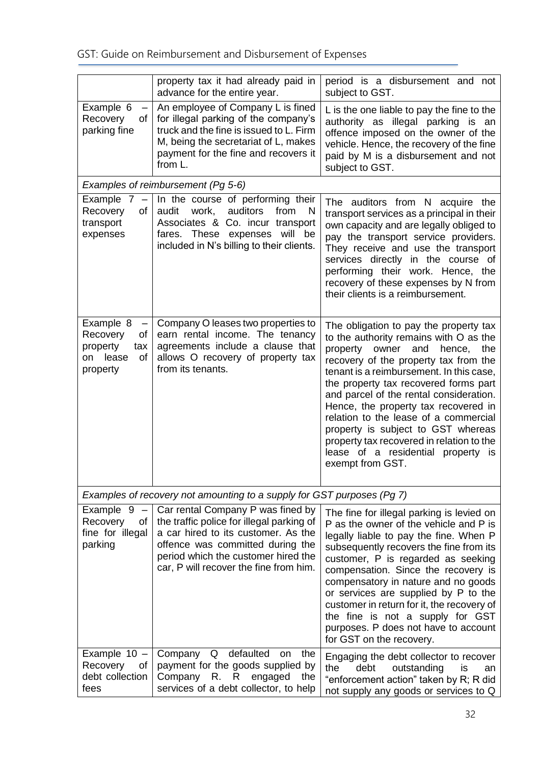| | | |
|---|---|---|
| | property tax it had already paid in advance for the entire year. | period is a disbursement and not subject to GST. |
| Example 6 – Recovery of parking fine | An employee of Company L is fined for illegal parking of the company's truck and the fine is issued to L. Firm M, being the secretariat of L, makes payment for the fine and recovers it from L. | L is the one liable to pay the fine to the authority as illegal parking is an offence imposed on the owner of the vehicle. Hence, the recovery of the fine paid by M is a disbursement and not subject to GST. |
| *Examples of reimbursement (Pg 5-6)* | | |
| Example 7 – Recovery of transport expenses | In the course of performing their audit work, auditors from N Associates & Co. incur transport fares. These expenses will be included in N's billing to their clients. | The auditors from N acquire the transport services as a principal in their own capacity and are legally obliged to pay the transport service providers. They receive and use the transport services directly in the course of performing their work. Hence, the recovery of these expenses by N from their clients is a reimbursement. |
| Example 8 – Recovery of property tax on lease of property | Company O leases two properties to earn rental income. The tenancy agreements include a clause that allows O recovery of property tax from its tenants. | The obligation to pay the property tax to the authority remains with O as the property owner and hence, the recovery of the property tax from the tenant is a reimbursement. In this case, the property tax recovered forms part and parcel of the rental consideration. Hence, the property tax recovered in relation to the lease of a commercial property is subject to GST whereas property tax recovered in relation to the lease of a residential property is exempt from GST. |
| *Examples of recovery not amounting to a supply for GST purposes (Pg 7)* | | |
| Example 9 – Recovery of fine for illegal parking | Car rental Company P was fined by the traffic police for illegal parking of a car hired to its customer. As the offence was committed during the period which the customer hired the car, P will recover the fine from him. | The fine for illegal parking is levied on P as the owner of the vehicle and P is legally liable to pay the fine. When P subsequently recovers the fine from its customer, P is regarded as seeking compensation. Since the recovery is compensatory in nature and no goods or services are supplied by P to the customer in return for it, the recovery of the fine is not a supply for GST purposes. P does not have to account for GST on the recovery. |
| Example 10 – Recovery of debt collection fees | Company Q defaulted on the payment for the goods supplied by Company R. R engaged the services of a debt collector, to help | Engaging the debt collector to recover the debt outstanding is an "enforcement action" taken by R; R did not supply any goods or services to Q |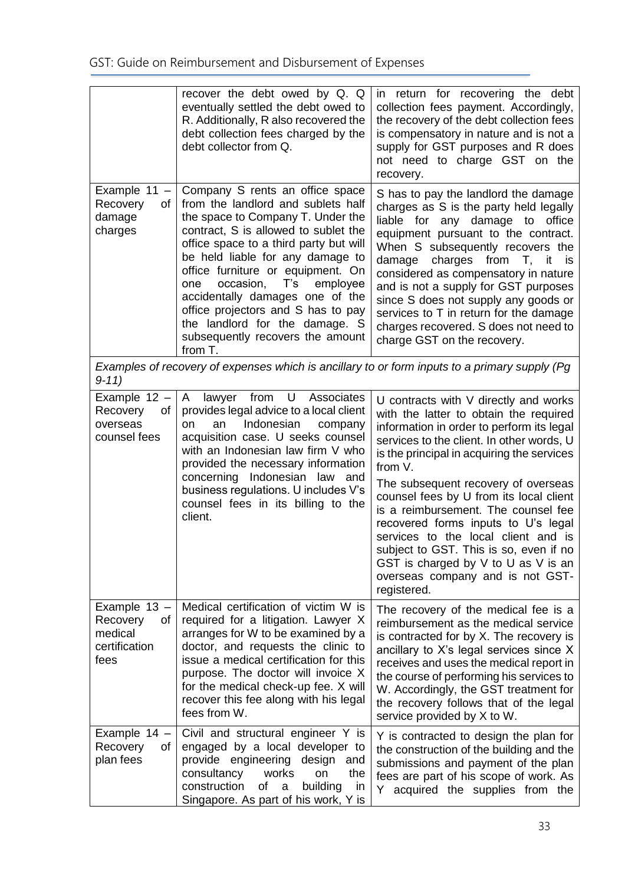| | | |
|---|---|---|
| | recover the debt owed by Q. Q eventually settled the debt owed to R. Additionally, R also recovered the debt collection fees charged by the debt collector from Q. | in return for recovering the debt collection fees payment. Accordingly, the recovery of the debt collection fees is compensatory in nature and is not a supply for GST purposes and R does not need to charge GST on the recovery. |
| Example 11 – Recovery of damage charges | Company S rents an office space from the landlord and sublets half the space to Company T. Under the contract, S is allowed to sublet the office space to a third party but will be held liable for any damage to office furniture or equipment. On one occasion, T's employee accidentally damages one of the office projectors and S has to pay the landlord for the damage. S subsequently recovers the amount from T. | S has to pay the landlord the damage charges as S is the party held legally liable for any damage to office equipment pursuant to the contract. When S subsequently recovers the damage charges from T, it is considered as compensatory in nature and is not a supply for GST purposes since S does not supply any goods or services to T in return for the damage charges recovered. S does not need to charge GST on the recovery. |
| *Examples of recovery of expenses which is ancillary to or form inputs to a primary supply (Pg 9-11)* | | |
| Example 12 – Recovery of overseas counsel fees | A lawyer from U Associates provides legal advice to a local client on an Indonesian company acquisition case. U seeks counsel with an Indonesian law firm V who provided the necessary information concerning Indonesian law and business regulations. U includes V's counsel fees in its billing to the client. | U contracts with V directly and works with the latter to obtain the required information in order to perform its legal services to the client. In other words, U is the principal in acquiring the services from V.<br><br>The subsequent recovery of overseas counsel fees by U from its local client is a reimbursement. The counsel fee recovered forms inputs to U's legal services to the local client and is subject to GST. This is so, even if no GST is charged by V to U as V is an overseas company and is not GST-registered. |
| Example 13 – Recovery of medical certification fees | Medical certification of victim W is required for a litigation. Lawyer X arranges for W to be examined by a doctor, and requests the clinic to issue a medical certification for this purpose. The doctor will invoice X for the medical check-up fee. X will recover this fee along with his legal fees from W. | The recovery of the medical fee is a reimbursement as the medical service is contracted for by X. The recovery is ancillary to X's legal services since X receives and uses the medical report in the course of performing his services to W. Accordingly, the GST treatment for the recovery follows that of the legal service provided by X to W. |
| Example 14 – Recovery of plan fees | Civil and structural engineer Y is engaged by a local developer to provide engineering design and consultancy works on the construction of a building in Singapore. As part of his work, Y is | Y is contracted to design the plan for the construction of the building and the submissions and payment of the plan fees are part of his scope of work. As Y acquired the supplies from the |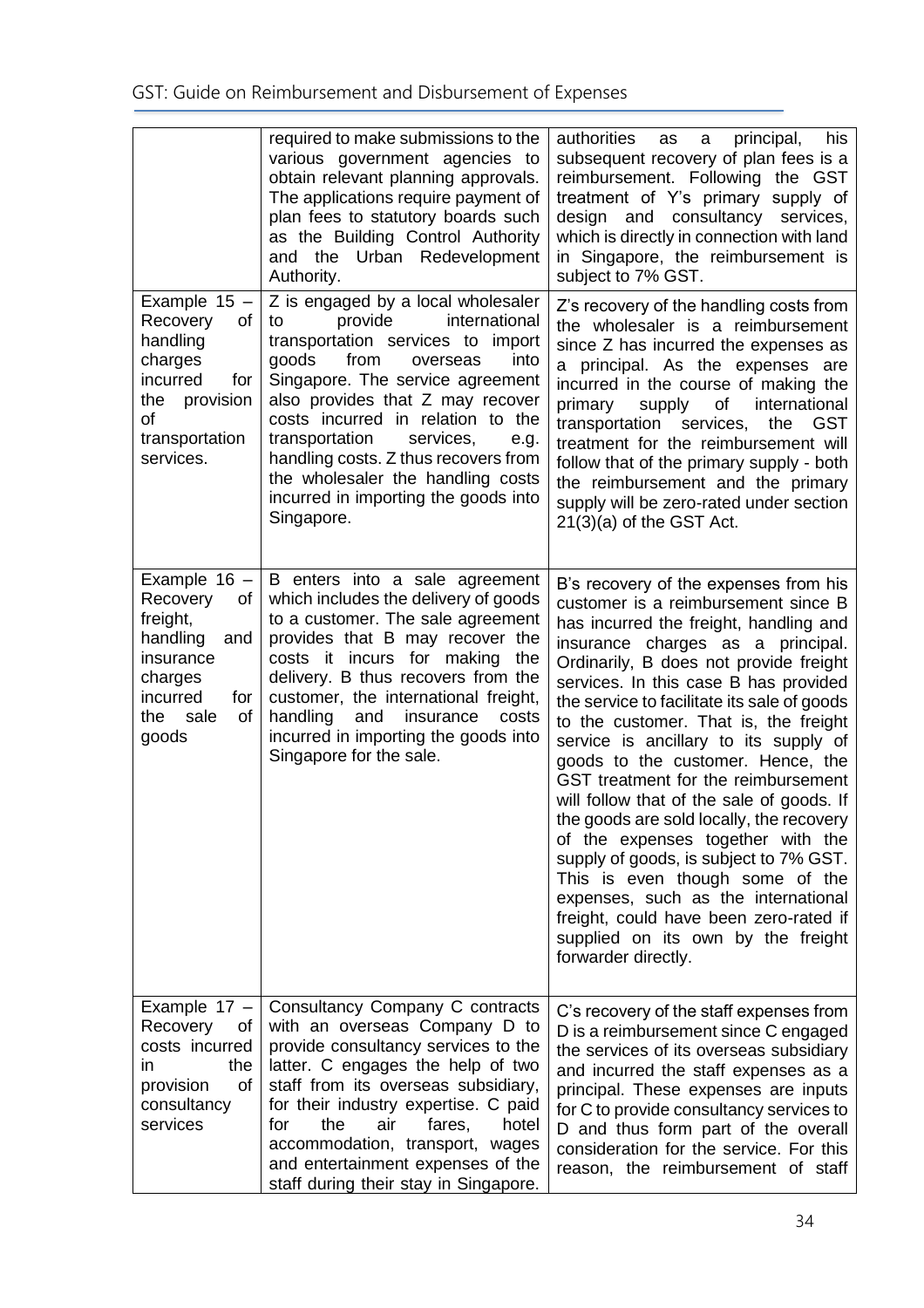| | | |
|---|---|---|
| | required to make submissions to the various government agencies to obtain relevant planning approvals. The applications require payment of plan fees to statutory boards such as the Building Control Authority and the Urban Redevelopment Authority. | authorities as a principal, his subsequent recovery of plan fees is a reimbursement. Following the GST treatment of Y's primary supply of design and consultancy services, which is directly in connection with land in Singapore, the reimbursement is subject to 7% GST. |
| Example 15 – Recovery of handling charges incurred for the provision of transportation services. | Z is engaged by a local wholesaler to provide international transportation services to import goods from overseas into Singapore. The service agreement also provides that Z may recover costs incurred in relation to the transportation services, e.g. handling costs. Z thus recovers from the wholesaler the handling costs incurred in importing the goods into Singapore. | Z's recovery of the handling costs from the wholesaler is a reimbursement since Z has incurred the expenses as a principal. As the expenses are incurred in the course of making the primary supply of international transportation services, the GST treatment for the reimbursement will follow that of the primary supply - both the reimbursement and the primary supply will be zero-rated under section 21(3)(a) of the GST Act. |
| Example 16 – Recovery of freight, handling and insurance charges incurred for the sale of goods | B enters into a sale agreement which includes the delivery of goods to a customer. The sale agreement provides that B may recover the costs it incurs for making the delivery. B thus recovers from the customer, the international freight, handling and insurance costs incurred in importing the goods into Singapore for the sale. | B's recovery of the expenses from his customer is a reimbursement since B has incurred the freight, handling and insurance charges as a principal. Ordinarily, B does not provide freight services. In this case B has provided the service to facilitate its sale of goods to the customer. That is, the freight service is ancillary to its supply of goods to the customer. Hence, the GST treatment for the reimbursement will follow that of the sale of goods. If the goods are sold locally, the recovery of the expenses together with the supply of goods, is subject to 7% GST. This is even though some of the expenses, such as the international freight, could have been zero-rated if supplied on its own by the freight forwarder directly. |
| Example 17 – Recovery of costs incurred in the provision of consultancy services | Consultancy Company C contracts with an overseas Company D to provide consultancy services to the latter. C engages the help of two staff from its overseas subsidiary, for their industry expertise. C paid for the air fares, hotel accommodation, transport, wages and entertainment expenses of the staff during their stay in Singapore. | C's recovery of the staff expenses from D is a reimbursement since C engaged the services of its overseas subsidiary and incurred the staff expenses as a principal. These expenses are inputs for C to provide consultancy services to D and thus form part of the overall consideration for the service. For this reason, the reimbursement of staff |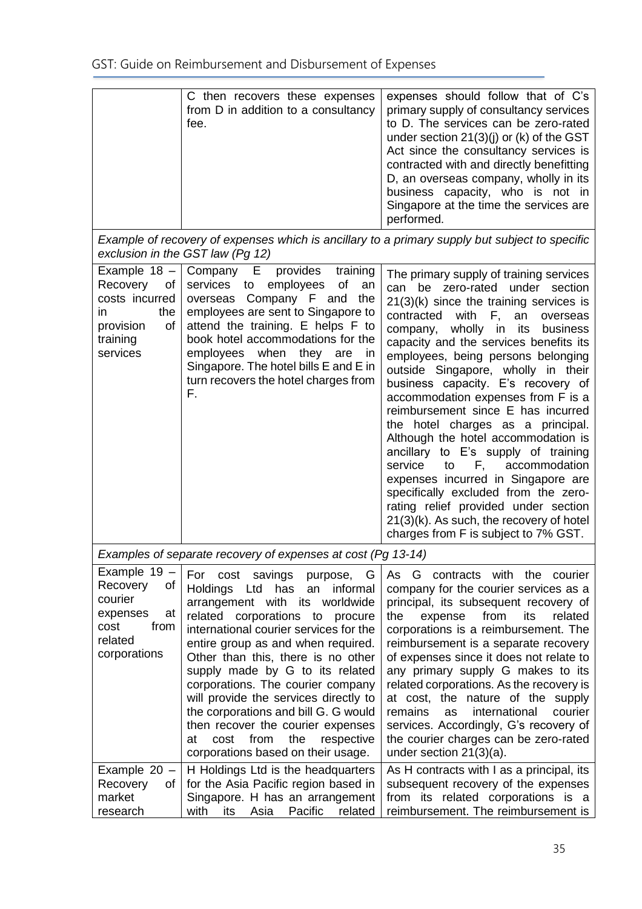| | | |
|---|---|---|
| | C then recovers these expenses from D in addition to a consultancy fee. | expenses should follow that of C's primary supply of consultancy services to D. The services can be zero-rated under section 21(3)(j) or (k) of the GST Act since the consultancy services is contracted with and directly benefitting D, an overseas company, wholly in its business capacity, who is not in Singapore at the time the services are performed. |
| *Example of recovery of expenses which is ancillary to a primary supply but subject to specific exclusion in the GST law (Pg 12)* | | |
| Example 18 – Recovery of costs incurred in the provision of training services | Company E provides training services to employees of an overseas Company F and the employees are sent to Singapore to attend the training. E helps F to book hotel accommodations for the employees when they are in Singapore. The hotel bills E and E in turn recovers the hotel charges from F. | The primary supply of training services can be zero-rated under section 21(3)(k) since the training services is contracted with F, an overseas company, wholly in its business capacity and the services benefits its employees, being persons belonging outside Singapore, wholly in their business capacity. E's recovery of accommodation expenses from F is a reimbursement since E has incurred the hotel charges as a principal. Although the hotel accommodation is ancillary to E's supply of training service to F, accommodation expenses incurred in Singapore are specifically excluded from the zero-rating relief provided under section 21(3)(k). As such, the recovery of hotel charges from F is subject to 7% GST. |
| *Examples of separate recovery of expenses at cost (Pg 13-14)* | | |
| Example 19 – Recovery of courier expenses at cost from related corporations | For cost savings purpose, G Holdings Ltd has an informal arrangement with its worldwide related corporations to procure international courier services for the entire group as and when required. Other than this, there is no other supply made by G to its related corporations. The courier company will provide the services directly to the corporations and bill G. G would then recover the courier expenses at cost from the respective corporations based on their usage. | As G contracts with the courier company for the courier services as a principal, its subsequent recovery of the expense from its related corporations is a reimbursement. The reimbursement is a separate recovery of expenses since it does not relate to any primary supply G makes to its related corporations. As the recovery is at cost, the nature of the supply remains as international courier services. Accordingly, G's recovery of the courier charges can be zero-rated under section 21(3)(a). |
| Example 20 – Recovery of market research | H Holdings Ltd is the headquarters for the Asia Pacific region based in Singapore. H has an arrangement with its Asia Pacific related | As H contracts with I as a principal, its subsequent recovery of the expenses from its related corporations is a reimbursement. The reimbursement is |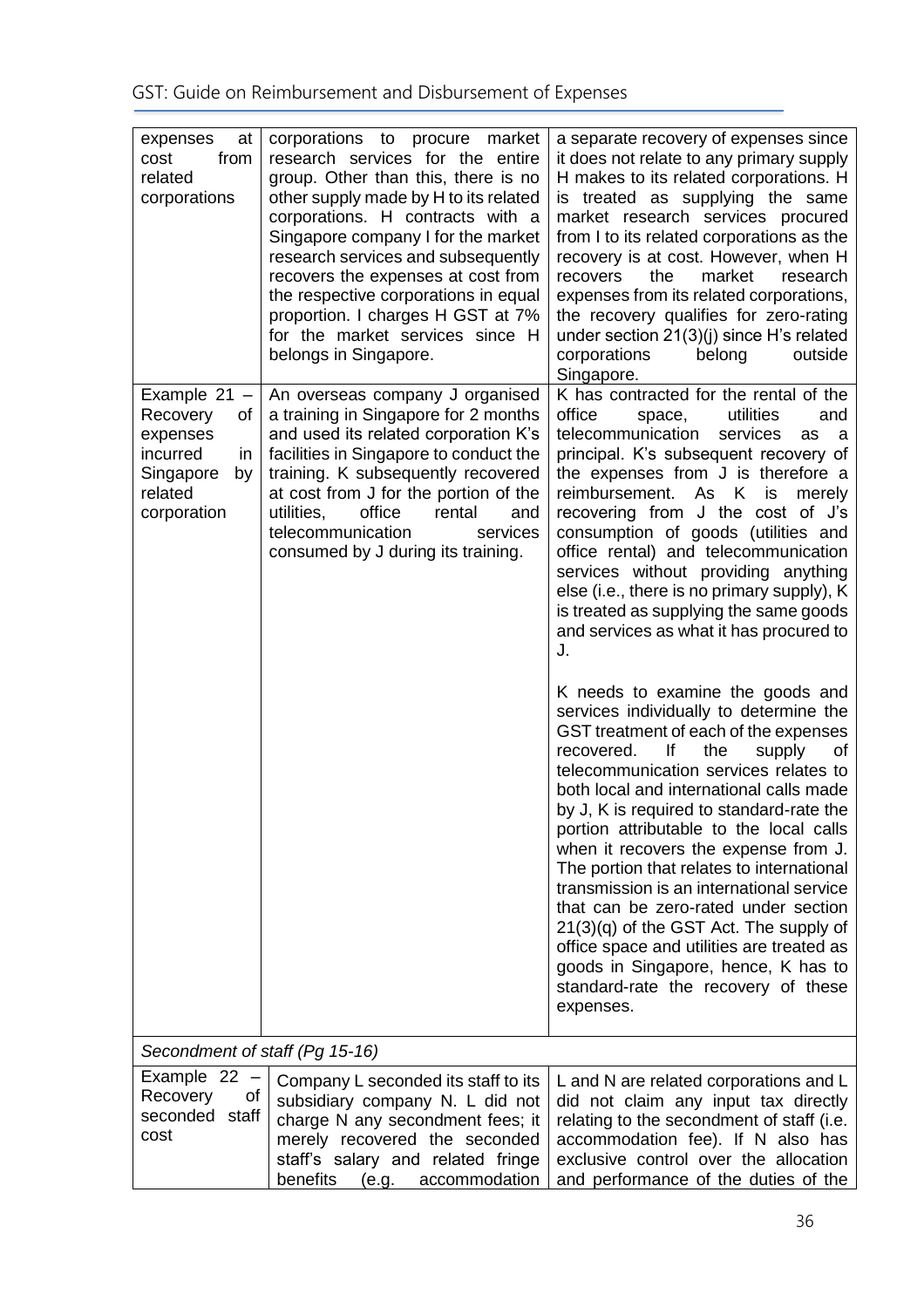| | | |
|---|---|---|
| expenses at cost from related corporations | corporations to procure market research services for the entire group. Other than this, there is no other supply made by H to its related corporations. H contracts with a Singapore company I for the market research services and subsequently recovers the expenses at cost from the respective corporations in equal proportion. I charges H GST at 7% for the market services since H belongs in Singapore. | a separate recovery of expenses since it does not relate to any primary supply H makes to its related corporations. H is treated as supplying the same market research services procured from I to its related corporations as the recovery is at cost. However, when H recovers the market research expenses from its related corporations, the recovery qualifies for zero-rating under section 21(3)(j) since H's related corporations belong outside Singapore. |
| Example 21 – Recovery of expenses incurred in Singapore by related corporation | An overseas company J organised a training in Singapore for 2 months and used its related corporation K's facilities in Singapore to conduct the training. K subsequently recovered at cost from J for the portion of the utilities, office rental and telecommunication services consumed by J during its training. | K has contracted for the rental of the office space, utilities and telecommunication services as a principal. K's subsequent recovery of the expenses from J is therefore a reimbursement. As K is merely recovering from J the cost of J's consumption of goods (utilities and office rental) and telecommunication services without providing anything else (i.e., there is no primary supply), K is treated as supplying the same goods and services as what it has procured to J.<br><br>K needs to examine the goods and services individually to determine the GST treatment of each of the expenses recovered. If the supply of telecommunication services relates to both local and international calls made by J, K is required to standard-rate the portion attributable to the local calls when it recovers the expense from J. The portion that relates to international transmission is an international service that can be zero-rated under section 21(3)(q) of the GST Act. The supply of office space and utilities are treated as goods in Singapore, hence, K has to standard-rate the recovery of these expenses. |
| *Secondment of staff (Pg 15-16)* | | |
| Example 22 – Recovery of seconded staff cost | Company L seconded its staff to its subsidiary company N. L did not charge N any secondment fees; it merely recovered the seconded staff's salary and related fringe benefits (e.g. accommodation | L and N are related corporations and L did not claim any input tax directly relating to the secondment of staff (i.e. accommodation fee). If N also has exclusive control over the allocation and performance of the duties of the |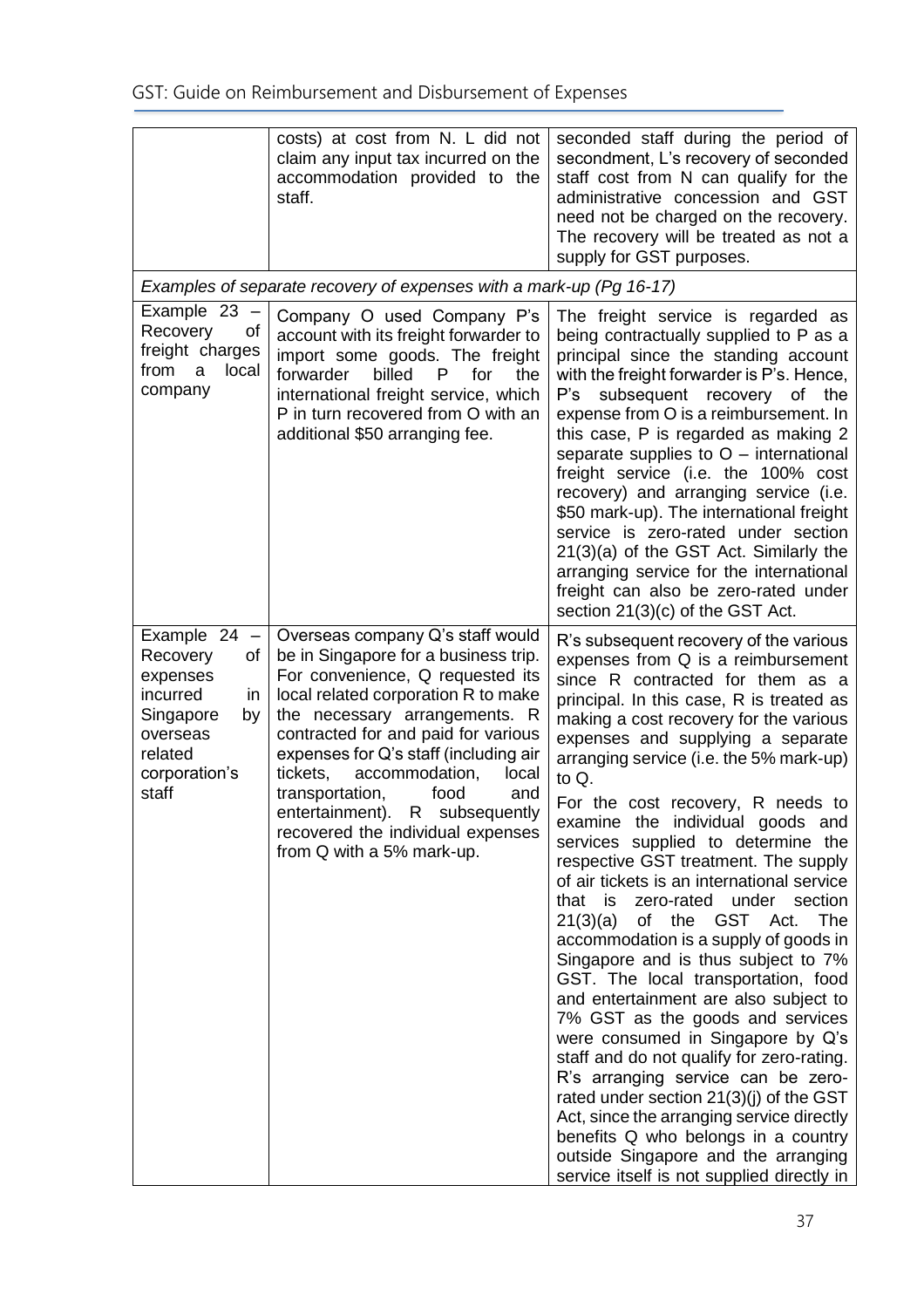| | | |
|---|---|---|
| | costs) at cost from N. L did not claim any input tax incurred on the accommodation provided to the staff. | seconded staff during the period of secondment, L's recovery of seconded staff cost from N can qualify for the administrative concession and GST need not be charged on the recovery. The recovery will be treated as not a supply for GST purposes. |
| *Examples of separate recovery of expenses with a mark-up (Pg 16-17)* | | |
| Example 23 – Recovery of freight charges from a local company | Company O used Company P's account with its freight forwarder to import some goods. The freight forwarder billed P for the international freight service, which P in turn recovered from O with an additional $50 arranging fee. | The freight service is regarded as being contractually supplied to P as a principal since the standing account with the freight forwarder is P's. Hence, P's subsequent recovery of the expense from O is a reimbursement. In this case, P is regarded as making 2 separate supplies to O – international freight service (i.e. the 100% cost recovery) and arranging service (i.e. $50 mark-up). The international freight service is zero-rated under section 21(3)(a) of the GST Act. Similarly the arranging service for the international freight can also be zero-rated under section 21(3)(c) of the GST Act. |
| Example 24 – Recovery of expenses incurred in Singapore by overseas related corporation's staff | Overseas company Q's staff would be in Singapore for a business trip. For convenience, Q requested its local related corporation R to make the necessary arrangements. R contracted for and paid for various expenses for Q's staff (including air tickets, accommodation, local transportation, food and entertainment). R subsequently recovered the individual expenses from Q with a 5% mark-up. | R's subsequent recovery of the various expenses from Q is a reimbursement since R contracted for them as a principal. In this case, R is treated as making a cost recovery for the various expenses and supplying a separate arranging service (i.e. the 5% mark-up) to Q.<br><br>For the cost recovery, R needs to examine the individual goods and services supplied to determine the respective GST treatment. The supply of air tickets is an international service that is zero-rated under section 21(3)(a) of the GST Act. The accommodation is a supply of goods in Singapore and is thus subject to 7% GST. The local transportation, food and entertainment are also subject to 7% GST as the goods and services were consumed in Singapore by Q's staff and do not qualify for zero-rating. R's arranging service can be zero-rated under section 21(3)(j) of the GST Act, since the arranging service directly benefits Q who belongs in a country outside Singapore and the arranging service itself is not supplied directly in |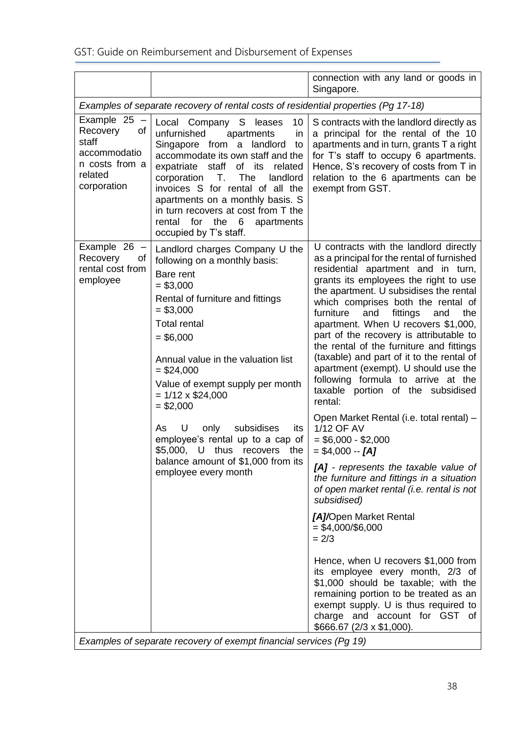| | | |
|---|---|---|
| | | connection with any land or goods in Singapore. |
| *Examples of separate recovery of rental costs of residential properties (Pg 17-18)* | | |
| Example 25 – Recovery of staff accommodation costs from a related corporation | Local Company S leases 10 unfurnished apartments in Singapore from a landlord to accommodate its own staff and the expatriate staff of its related corporation T. The landlord invoices S for rental of all the apartments on a monthly basis. S in turn recovers at cost from T the rental for the 6 apartments occupied by T's staff. | S contracts with the landlord directly as a principal for the rental of the 10 apartments and in turn, grants T a right for T's staff to occupy 6 apartments. Hence, S's recovery of costs from T in relation to the 6 apartments can be exempt from GST. |
| Example 26 – Recovery of rental cost from employee | Landlord charges Company U the following on a monthly basis:<br><br>Bare rent<br>= \$3,000<br><br>Rental of furniture and fittings<br>= \$3,000<br><br>Total rental<br>= \$6,000<br><br>Annual value in the valuation list<br>= \$24,000<br><br>Value of exempt supply per month<br>= 1/12 x \$24,000<br>= \$2,000<br><br>As U only subsidises its employee's rental up to a cap of \$5,000, U thus recovers the balance amount of \$1,000 from its employee every month | U contracts with the landlord directly as a principal for the rental of furnished residential apartment and in turn, grants its employees the right to use the apartment. U subsidises the rental which comprises both the rental of furniture and fittings and the apartment. When U recovers \$1,000, part of the recovery is attributable to the rental of the furniture and fittings (taxable) and part of it to the rental of apartment (exempt). U should use the following formula to arrive at the taxable portion of the subsidised rental:<br><br>Open Market Rental (i.e. total rental) – 1/12 OF AV<br>= \$6,000 - \$2,000<br>= \$4,000 -- ***[A]***<br><br>***[A]*** *- represents the taxable value of the furniture and fittings in a situation of open market rental (i.e. rental is not subsidised)*<br><br>***[A]****/*Open Market Rental<br>= \$4,000/\$6,000<br>= 2/3<br><br>Hence, when U recovers \$1,000 from its employee every month, 2/3 of \$1,000 should be taxable; with the remaining portion to be treated as an exempt supply. U is thus required to charge and account for GST of \$666.67 (2/3 x \$1,000). |
| *Examples of separate recovery of exempt financial services (Pg 19)* | | |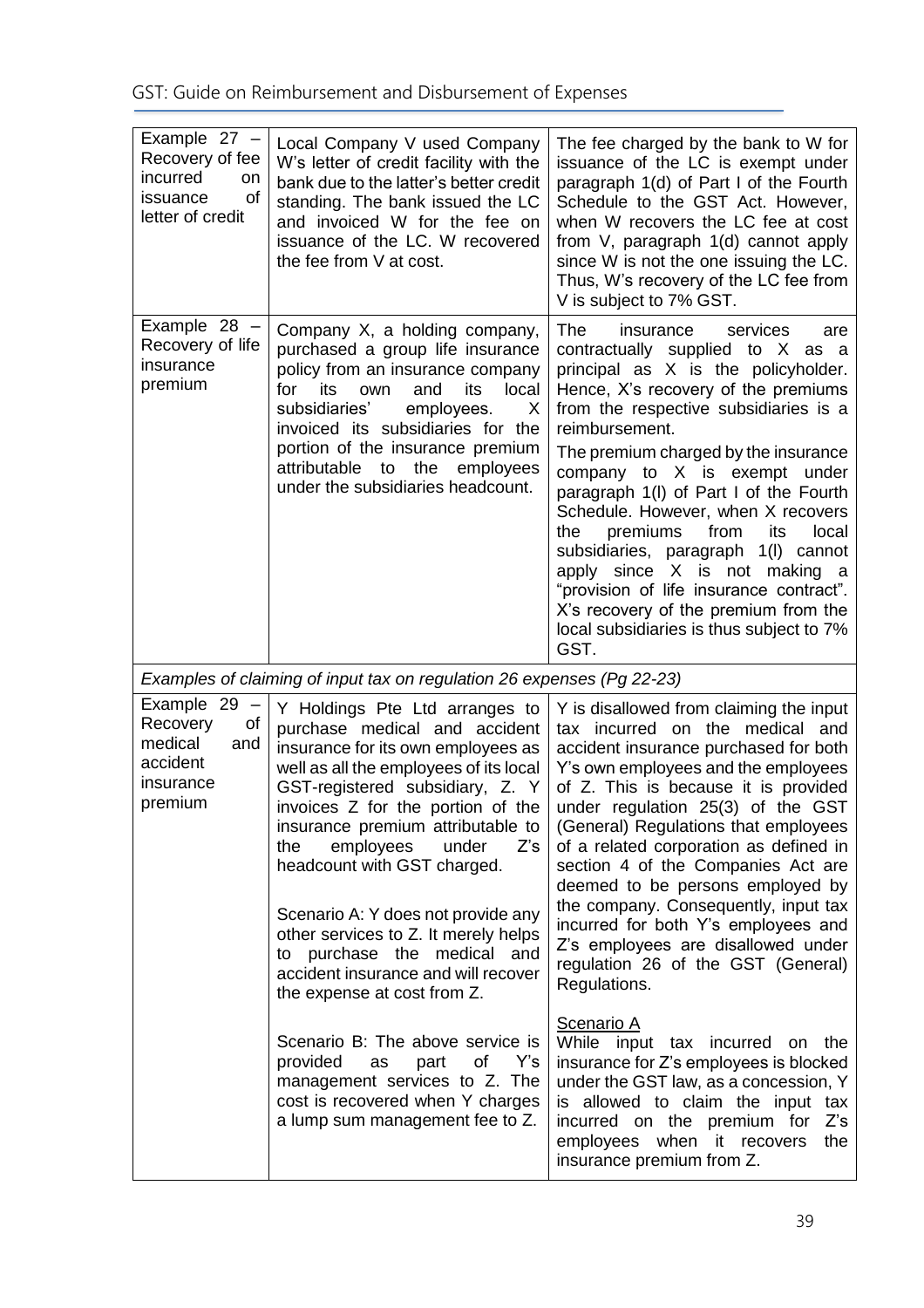| | | |
|---|---|---|
| Example 27 – Recovery of fee incurred on issuance of letter of credit | Local Company V used Company W's letter of credit facility with the bank due to the latter's better credit standing. The bank issued the LC and invoiced W for the fee on issuance of the LC. W recovered the fee from V at cost. | The fee charged by the bank to W for issuance of the LC is exempt under paragraph 1(d) of Part I of the Fourth Schedule to the GST Act. However, when W recovers the LC fee at cost from V, paragraph 1(d) cannot apply since W is not the one issuing the LC. Thus, W's recovery of the LC fee from V is subject to 7% GST. |
| Example 28 – Recovery of life insurance premium | Company X, a holding company, purchased a group life insurance policy from an insurance company for its own and its local subsidiaries' employees. X invoiced its subsidiaries for the portion of the insurance premium attributable to the employees under the subsidiaries headcount. | The insurance services are contractually supplied to X as a principal as X is the policyholder. Hence, X's recovery of the premiums from the respective subsidiaries is a reimbursement.<br><br>The premium charged by the insurance company to X is exempt under paragraph 1(l) of Part I of the Fourth Schedule. However, when X recovers the premiums from its local subsidiaries, paragraph 1(l) cannot apply since X is not making a "provision of life insurance contract". X's recovery of the premium from the local subsidiaries is thus subject to 7% GST. |
| *Examples of claiming of input tax on regulation 26 expenses (Pg 22-23)* | | |
| Example 29 – Recovery of medical and accident insurance premium | Y Holdings Pte Ltd arranges to purchase medical and accident insurance for its own employees as well as all the employees of its local GST-registered subsidiary, Z. Y invoices Z for the portion of the insurance premium attributable to the employees under Z's headcount with GST charged.<br><br>Scenario A: Y does not provide any other services to Z. It merely helps to purchase the medical and accident insurance and will recover the expense at cost from Z.<br><br>Scenario B: The above service is provided as part of Y's management services to Z. The cost is recovered when Y charges a lump sum management fee to Z. | Y is disallowed from claiming the input tax incurred on the medical and accident insurance purchased for both Y's own employees and the employees of Z. This is because it is provided under regulation 25(3) of the GST (General) Regulations that employees of a related corporation as defined in section 4 of the Companies Act are deemed to be persons employed by the company. Consequently, input tax incurred for both Y's employees and Z's employees are disallowed under regulation 26 of the GST (General) Regulations.<br><br><u>Scenario A</u><br>While input tax incurred on the insurance for Z's employees is blocked under the GST law, as a concession, Y is allowed to claim the input tax incurred on the premium for Z's employees when it recovers the insurance premium from Z. |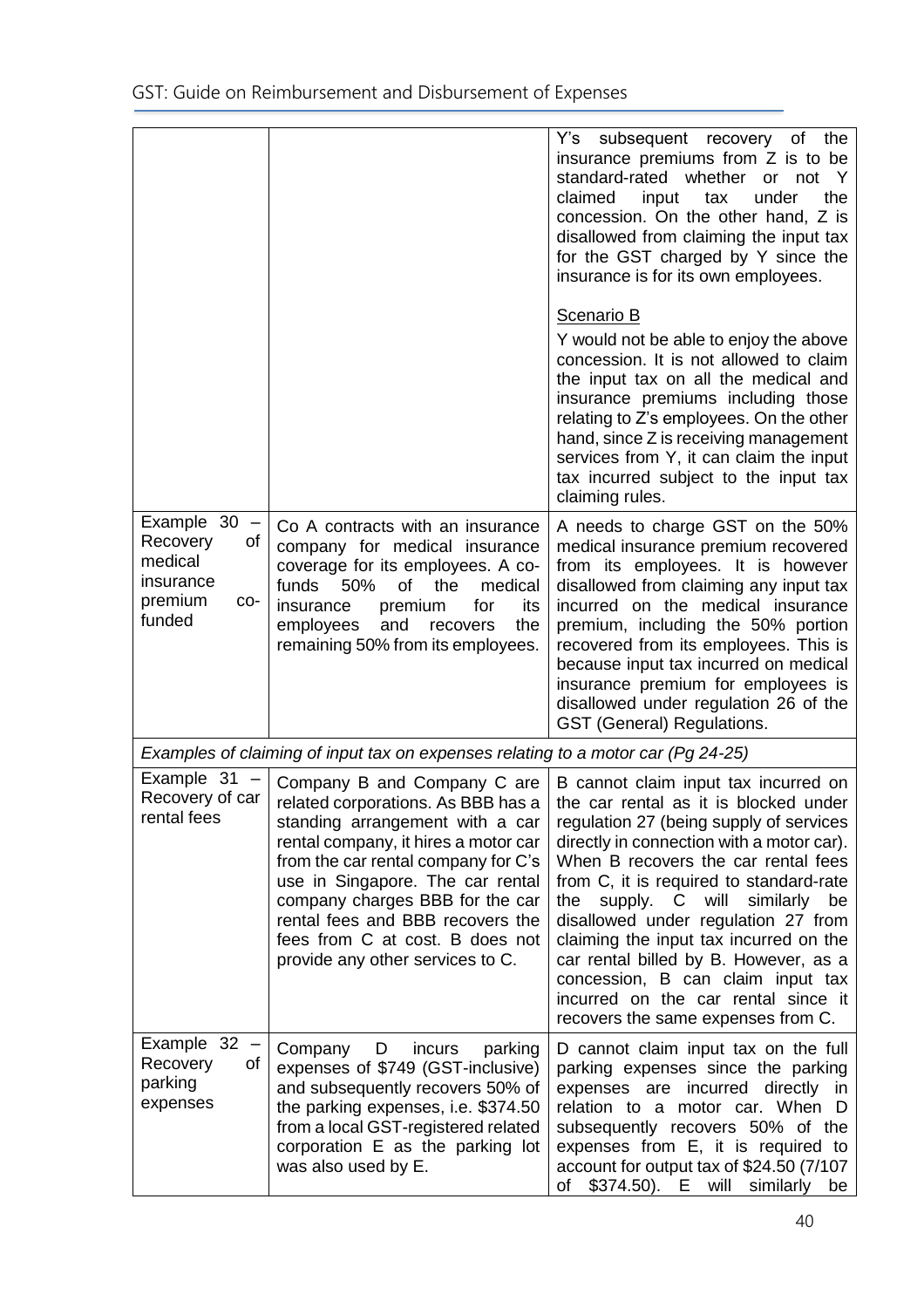| | | |
|---|---|---|
| | | Y's subsequent recovery of the insurance premiums from Z is to be standard-rated whether or not Y claimed input tax under the concession. On the other hand, Z is disallowed from claiming the input tax for the GST charged by Y since the insurance is for its own employees.<br><br><u>Scenario B</u><br>Y would not be able to enjoy the above concession. It is not allowed to claim the input tax on all the medical and insurance premiums including those relating to Z's employees. On the other hand, since Z is receiving management services from Y, it can claim the input tax incurred subject to the input tax claiming rules. |
| Example 30 – Recovery of medical insurance premium co-funded | Co A contracts with an insurance company for medical insurance coverage for its employees. A co-funds 50% of the medical insurance premium for its employees and recovers the remaining 50% from its employees. | A needs to charge GST on the 50% medical insurance premium recovered from its employees. It is however disallowed from claiming any input tax incurred on the medical insurance premium, including the 50% portion recovered from its employees. This is because input tax incurred on medical insurance premium for employees is disallowed under regulation 26 of the GST (General) Regulations. |
| *Examples of claiming of input tax on expenses relating to a motor car (Pg 24-25)* | | |
| Example 31 – Recovery of car rental fees | Company B and Company C are related corporations. As BBB has a standing arrangement with a car rental company, it hires a motor car from the car rental company for C's use in Singapore. The car rental company charges BBB for the car rental fees and BBB recovers the fees from C at cost. B does not provide any other services to C. | B cannot claim input tax incurred on the car rental as it is blocked under regulation 27 (being supply of services directly in connection with a motor car). When B recovers the car rental fees from C, it is required to standard-rate the supply. C will similarly be disallowed under regulation 27 from claiming the input tax incurred on the car rental billed by B. However, as a concession, B can claim input tax incurred on the car rental since it recovers the same expenses from C. |
| Example 32 – Recovery of parking expenses | Company D incurs parking expenses of $749 (GST-inclusive) and subsequently recovers 50% of the parking expenses, i.e. $374.50 from a local GST-registered related corporation E as the parking lot was also used by E. | D cannot claim input tax on the full parking expenses since the parking expenses are incurred directly in relation to a motor car. When D subsequently recovers 50% of the expenses from E, it is required to account for output tax of $24.50 (7/107 of $374.50). E will similarly be |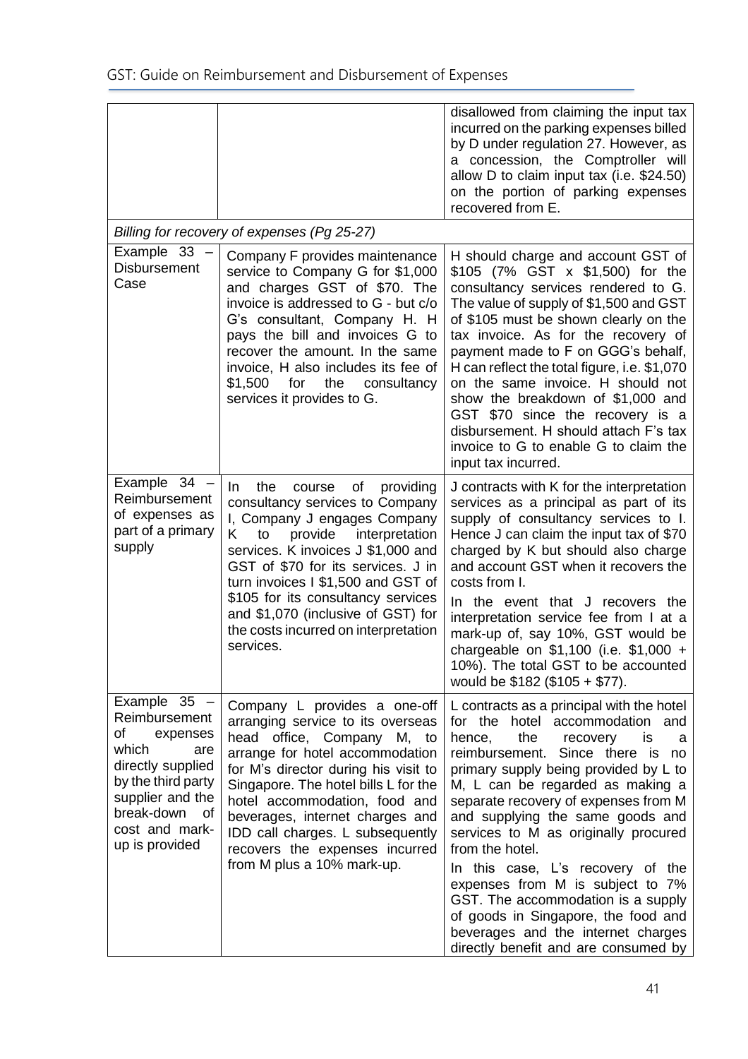| | | |
|---|---|---|
| | | disallowed from claiming the input tax incurred on the parking expenses billed by D under regulation 27. However, as a concession, the Comptroller will allow D to claim input tax (i.e. $24.50) on the portion of parking expenses recovered from E. |
| *Billing for recovery of expenses (Pg 25-27)* | | |
| Example 33 – Disbursement Case | Company F provides maintenance service to Company G for $1,000 and charges GST of $70. The invoice is addressed to G - but c/o G's consultant, Company H. H pays the bill and invoices G to recover the amount. In the same invoice, H also includes its fee of $1,500 for the consultancy services it provides to G. | H should charge and account GST of $105 (7% GST x $1,500) for the consultancy services rendered to G. The value of supply of $1,500 and GST of $105 must be shown clearly on the tax invoice. As for the recovery of payment made to F on GGG's behalf, H can reflect the total figure, i.e. $1,070 on the same invoice. H should not show the breakdown of $1,000 and GST $70 since the recovery is a disbursement. H should attach F's tax invoice to G to enable G to claim the input tax incurred. |
| Example 34 – Reimbursement of expenses as part of a primary supply | In the course of providing consultancy services to Company I, Company J engages Company K to provide interpretation services. K invoices J $1,000 and GST of $70 for its services. J in turn invoices I $1,500 and GST of $105 for its consultancy services and $1,070 (inclusive of GST) for the costs incurred on interpretation services. | J contracts with K for the interpretation services as a principal as part of its supply of consultancy services to I. Hence J can claim the input tax of $70 charged by K but should also charge and account GST when it recovers the costs from I.<br><br>In the event that J recovers the interpretation service fee from I at a mark-up of, say 10%, GST would be chargeable on $1,100 (i.e. $1,000 + 10%). The total GST to be accounted would be $182 ($105 + $77). |
| Example 35 – Reimbursement of expenses which are directly supplied by the third party supplier and the break-down of cost and mark-up is provided | Company L provides a one-off arranging service to its overseas head office, Company M, to arrange for hotel accommodation for M's director during his visit to Singapore. The hotel bills L for the hotel accommodation, food and beverages, internet charges and IDD call charges. L subsequently recovers the expenses incurred from M plus a 10% mark-up. | L contracts as a principal with the hotel for the hotel accommodation and hence, the recovery is a reimbursement. Since there is no primary supply being provided by L to M, L can be regarded as making a separate recovery of expenses from M and supplying the same goods and services to M as originally procured from the hotel.<br><br>In this case, L's recovery of the expenses from M is subject to 7% GST. The accommodation is a supply of goods in Singapore, the food and beverages and the internet charges directly benefit and are consumed by |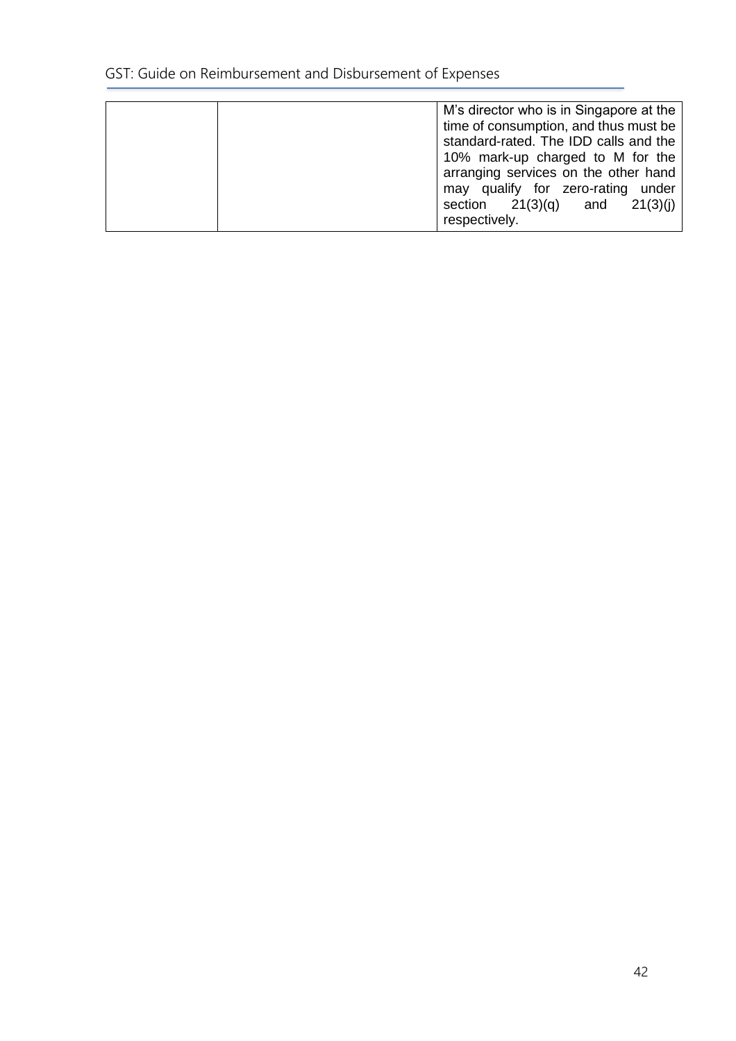| | | |
|---|---|---|
| | | M's director who is in Singapore at the time of consumption, and thus must be standard-rated. The IDD calls and the 10% mark-up charged to M for the arranging services on the other hand may qualify for zero-rating under section 21(3)(q) and 21(3)(j) respectively. |